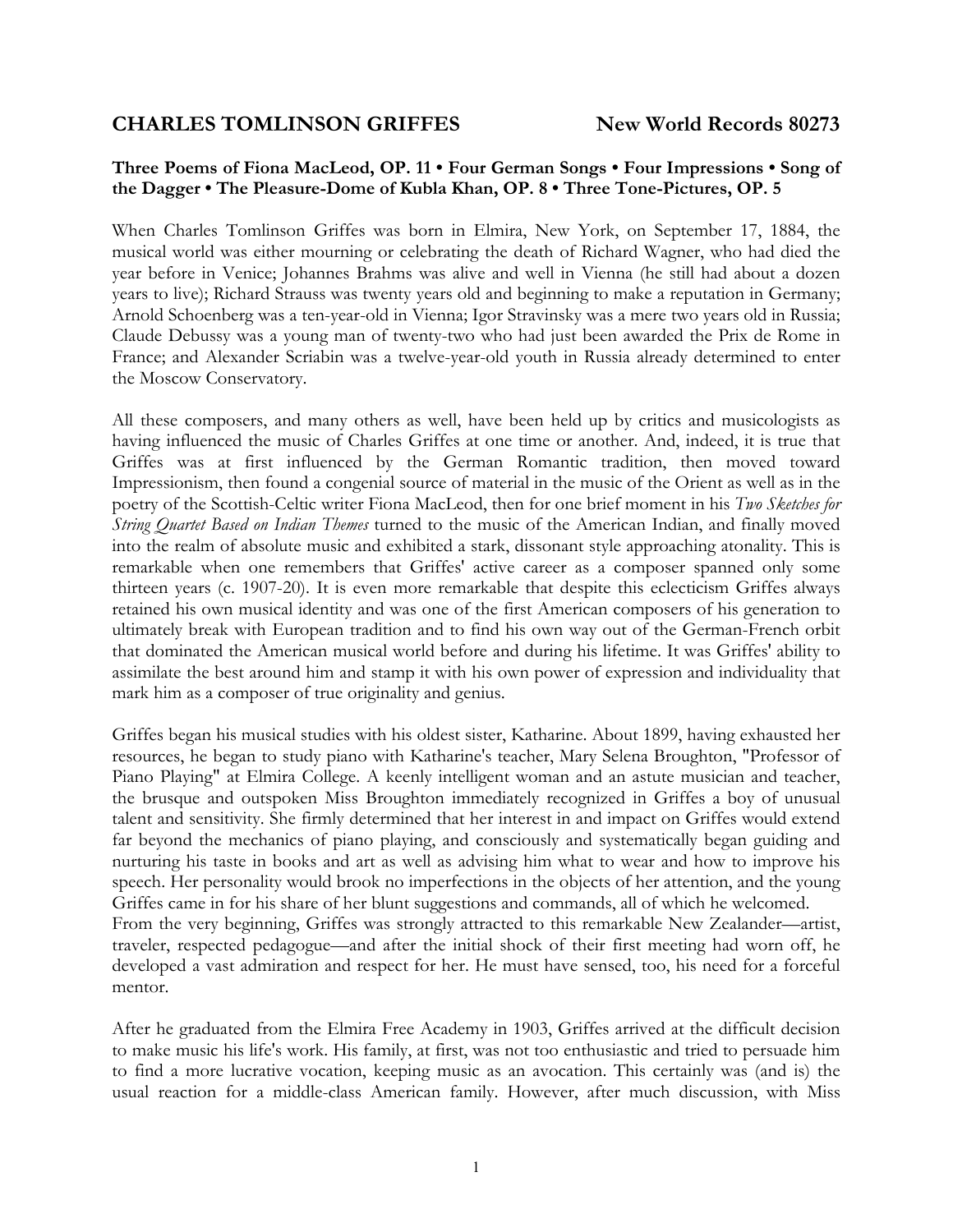# CHARLES TOMLINSON GRIFFES New World Records 80273

**Three Poems of Fiona MacLeod, OP. 11 • Four German Songs • Four Impressions • Song of the Dagger • The Pleasure-Dome of Kubla Khan, OP. 8 • Three Tone-Pictures, OP. 5**

When Charles Tomlinson Griffes was born in Elmira, New York, on September 17, 1884, the musical world was either mourning or celebrating the death of Richard Wagner, who had died the year before in Venice; Johannes Brahms was alive and well in Vienna (he still had about a dozen years to live); Richard Strauss was twenty years old and beginning to make a reputation in Germany; Arnold Schoenberg was a ten-year-old in Vienna; Igor Stravinsky was a mere two years old in Russia; Claude Debussy was a young man of twenty-two who had just been awarded the Prix de Rome in France; and Alexander Scriabin was a twelve-year-old youth in Russia already determined to enter the Moscow Conservatory.

All these composers, and many others as well, have been held up by critics and musicologists as having influenced the music of Charles Griffes at one time or another. And, indeed, it is true that Griffes was at first influenced by the German Romantic tradition, then moved toward Impressionism, then found a congenial source of material in the music of the Orient as well as in the poetry of the Scottish-Celtic writer Fiona MacLeod, then for one brief moment in his *Two Sketches for String Quartet Based on Indian Themes* turned to the music of the American Indian, and finally moved into the realm of absolute music and exhibited a stark, dissonant style approaching atonality. This is remarkable when one remembers that Griffes' active career as a composer spanned only some thirteen years (c. 1907-20). It is even more remarkable that despite this eclecticism Griffes always retained his own musical identity and was one of the first American composers of his generation to ultimately break with European tradition and to find his own way out of the German-French orbit that dominated the American musical world before and during his lifetime. It was Griffes' ability to assimilate the best around him and stamp it with his own power of expression and individuality that mark him as a composer of true originality and genius.

Griffes began his musical studies with his oldest sister, Katharine. About 1899, having exhausted her resources, he began to study piano with Katharine's teacher, Mary Selena Broughton, "Professor of Piano Playing" at Elmira College. A keenly intelligent woman and an astute musician and teacher, the brusque and outspoken Miss Broughton immediately recognized in Griffes a boy of unusual talent and sensitivity. She firmly determined that her interest in and impact on Griffes would extend far beyond the mechanics of piano playing, and consciously and systematically began guiding and nurturing his taste in books and art as well as advising him what to wear and how to improve his speech. Her personality would brook no imperfections in the objects of her attention, and the young Griffes came in for his share of her blunt suggestions and commands, all of which he welcomed.

From the very beginning, Griffes was strongly attracted to this remarkable New Zealander—artist, traveler, respected pedagogue—and after the initial shock of their first meeting had worn off, he developed a vast admiration and respect for her. He must have sensed, too, his need for a forceful mentor.

After he graduated from the Elmira Free Academy in 1903, Griffes arrived at the difficult decision to make music his life's work. His family, at first, was not too enthusiastic and tried to persuade him to find a more lucrative vocation, keeping music as an avocation. This certainly was (and is) the usual reaction for a middle-class American family. However, after much discussion, with Miss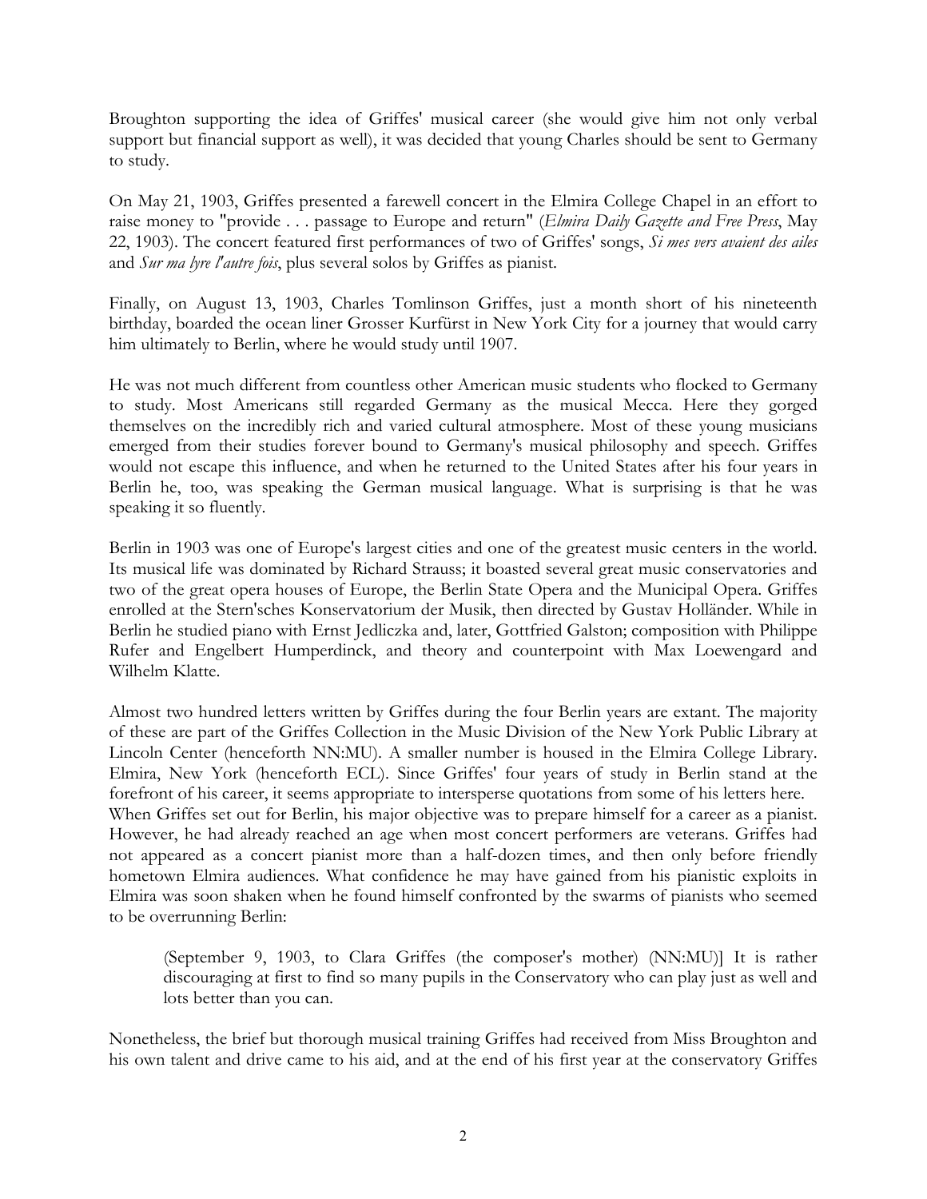Broughton supporting the idea of Griffes' musical career (she would give him not only verbal support but financial support as well), it was decided that young Charles should be sent to Germany to study.

On May 21, 1903, Griffes presented a farewell concert in the Elmira College Chapel in an effort to raise money to "provide . . . passage to Europe and return" (*Elmira Daily Gazette and Free Press*, May 22, 1903). The concert featured first performances of two of Griffes' songs, *Si mes vers avaient des ailes* and *Sur ma lyre l'autre fois*, plus several solos by Griffes as pianist.

Finally, on August 13, 1903, Charles Tomlinson Griffes, just a month short of his nineteenth birthday, boarded the ocean liner Grosser Kurfürst in New York City for a journey that would carry him ultimately to Berlin, where he would study until 1907.

He was not much different from countless other American music students who flocked to Germany to study. Most Americans still regarded Germany as the musical Mecca. Here they gorged themselves on the incredibly rich and varied cultural atmosphere. Most of these young musicians emerged from their studies forever bound to Germany's musical philosophy and speech. Griffes would not escape this influence, and when he returned to the United States after his four years in Berlin he, too, was speaking the German musical language. What is surprising is that he was speaking it so fluently.

Berlin in 1903 was one of Europe's largest cities and one of the greatest music centers in the world. Its musical life was dominated by Richard Strauss; it boasted several great music conservatories and two of the great opera houses of Europe, the Berlin State Opera and the Municipal Opera. Griffes enrolled at the Stern'sches Konservatorium der Musik, then directed by Gustav Holländer. While in Berlin he studied piano with Ernst Jedliczka and, later, Gottfried Galston; composition with Philippe Rufer and Engelbert Humperdinck, and theory and counterpoint with Max Loewengard and Wilhelm Klatte.

Almost two hundred letters written by Griffes during the four Berlin years are extant. The majority of these are part of the Griffes Collection in the Music Division of the New York Public Library at Lincoln Center (henceforth NN:MU). A smaller number is housed in the Elmira College Library. Elmira, New York (henceforth ECL). Since Griffes' four years of study in Berlin stand at the forefront of his career, it seems appropriate to intersperse quotations from some of his letters here.

When Griffes set out for Berlin, his major objective was to prepare himself for a career as a pianist. However, he had already reached an age when most concert performers are veterans. Griffes had not appeared as a concert pianist more than a half-dozen times, and then only before friendly hometown Elmira audiences. What confidence he may have gained from his pianistic exploits in Elmira was soon shaken when he found himself confronted by the swarms of pianists who seemed to be overrunning Berlin:

> (September 9, 1903, to Clara Griffes (the composer's mother) (NN:MU)] It is rather discouraging at first to find so many pupils in the Conservatory who can play just as well and lots better than you can.

Nonetheless, the brief but thorough musical training Griffes had received from Miss Broughton and his own talent and drive came to his aid, and at the end of his first year at the conservatory Griffes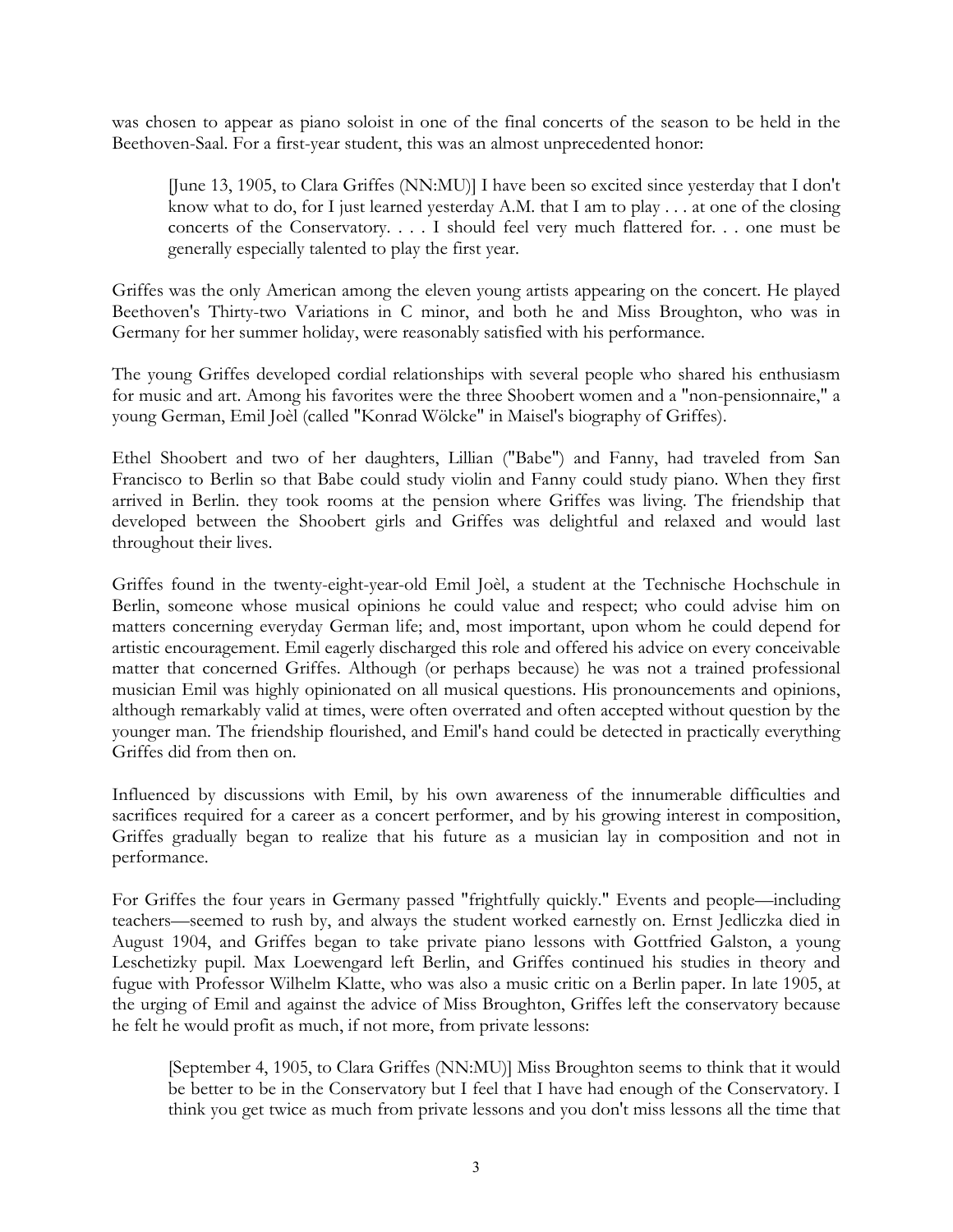was chosen to appear as piano soloist in one of the final concerts of the season to be held in the Beethoven-Saal. For a first-year student, this was an almost unprecedented honor:

> [June 13, 1905, to Clara Griffes (NN:MU)] I have been so excited since yesterday that I don't know what to do, for I just learned yesterday A.M. that I am to play . . . at one of the closing concerts of the Conservatory. . . . I should feel very much flattered for. . . one must be generally especially talented to play the first year.

Griffes was the only American among the eleven young artists appearing on the concert. He played Beethoven's Thirty-two Variations in C minor, and both he and Miss Broughton, who was in Germany for her summer holiday, were reasonably satisfied with his performance.

The young Griffes developed cordial relationships with several people who shared his enthusiasm for music and art. Among his favorites were the three Shoobert women and a "non-pensionnaire," a young German, Emil Joèl (called "Konrad Wölcke" in Maisel's biography of Griffes).

Ethel Shoobert and two of her daughters, Lillian ("Babe") and Fanny, had traveled from San Francisco to Berlin so that Babe could study violin and Fanny could study piano. When they first arrived in Berlin. they took rooms at the pension where Griffes was living. The friendship that developed between the Shoobert girls and Griffes was delightful and relaxed and would last throughout their lives.

Griffes found in the twenty-eight-year-old Emil Joèl, a student at the Technische Hochschule in Berlin, someone whose musical opinions he could value and respect; who could advise him on matters concerning everyday German life; and, most important, upon whom he could depend for artistic encouragement. Emil eagerly discharged this role and offered his advice on every conceivable matter that concerned Griffes. Although (or perhaps because) he was not a trained professional musician Emil was highly opinionated on all musical questions. His pronouncements and opinions, although remarkably valid at times, were often overrated and often accepted without question by the younger man. The friendship flourished, and Emil's hand could be detected in practically everything Griffes did from then on.

Influenced by discussions with Emil, by his own awareness of the innumerable difficulties and sacrifices required for a career as a concert performer, and by his growing interest in composition, Griffes gradually began to realize that his future as a musician lay in composition and not in performance.

For Griffes the four years in Germany passed "frightfully quickly." Events and people—including teachers—seemed to rush by, and always the student worked earnestly on. Ernst Jedliczka died in August 1904, and Griffes began to take private piano lessons with Gottfried Galston, a young Leschetizky pupil. Max Loewengard left Berlin, and Griffes continued his studies in theory and fugue with Professor Wilhelm Klatte, who was also a music critic on a Berlin paper. In late 1905, at the urging of Emil and against the advice of Miss Broughton, Griffes left the conservatory because he felt he would profit as much, if not more, from private lessons:

> [September 4, 1905, to Clara Griffes (NN:MU)] Miss Broughton seems to think that it would be better to be in the Conservatory but I feel that I have had enough of the Conservatory. I think you get twice as much from private lessons and you don't miss lessons all the time that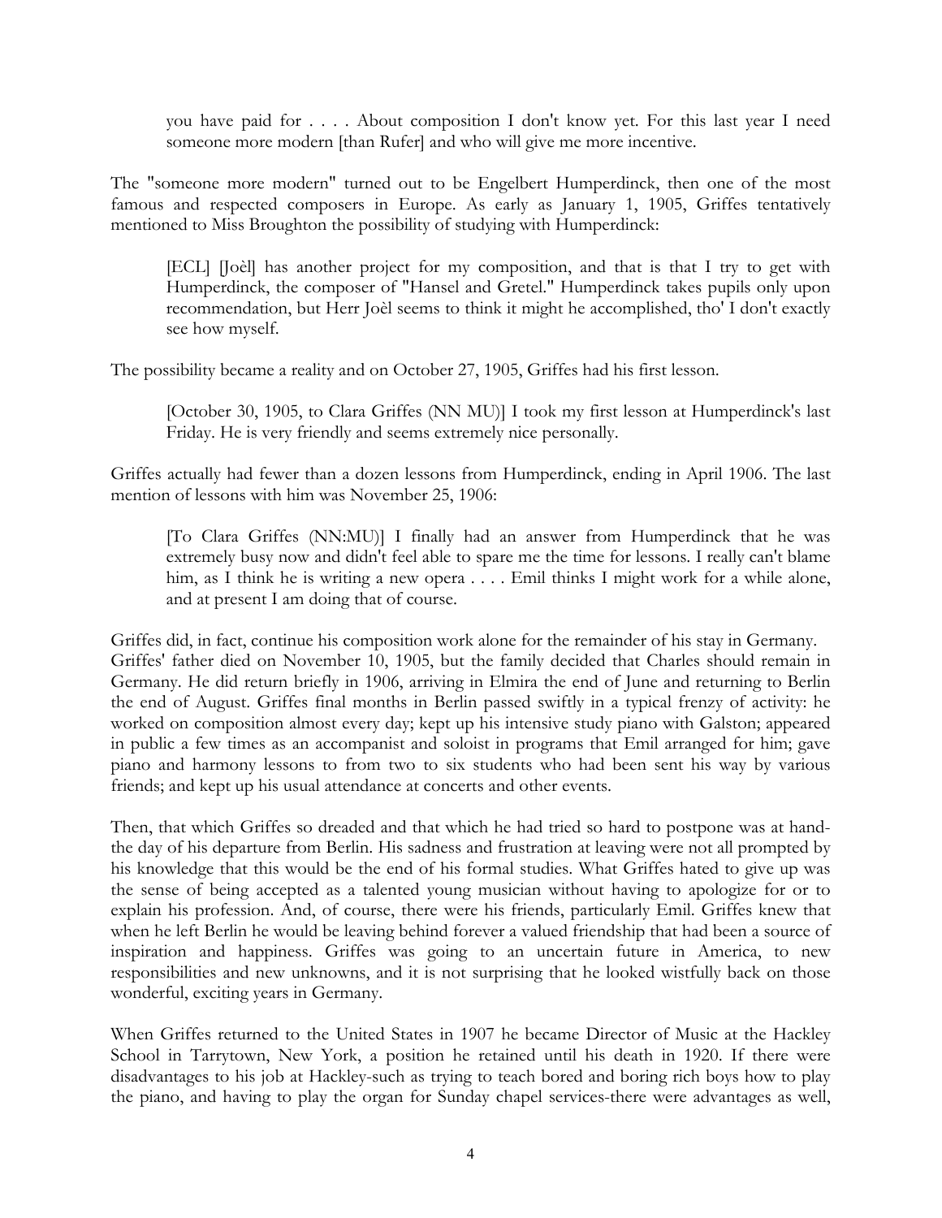> you have paid for . . . . About composition I don't know yet. For this last year I need someone more modern [than Rufer] and who will give me more incentive.

The "someone more modern" turned out to be Engelbert Humperdinck, then one of the most famous and respected composers in Europe. As early as January 1, 1905, Griffes tentatively mentioned to Miss Broughton the possibility of studying with Humperdinck:

> [ECL] [Joèl] has another project for my composition, and that is that I try to get with Humperdinck, the composer of "Hansel and Gretel." Humperdinck takes pupils only upon recommendation, but Herr Joèl seems to think it might he accomplished, tho' I don't exactly see how myself.

The possibility became a reality and on October 27, 1905, Griffes had his first lesson.

> [October 30, 1905, to Clara Griffes (NN MU)] I took my first lesson at Humperdinck's last Friday. He is very friendly and seems extremely nice personally.

Griffes actually had fewer than a dozen lessons from Humperdinck, ending in April 1906. The last mention of lessons with him was November 25, 1906:

> [To Clara Griffes (NN:MU)] I finally had an answer from Humperdinck that he was extremely busy now and didn't feel able to spare me the time for lessons. I really can't blame him, as I think he is writing a new opera . . . . Emil thinks I might work for a while alone, and at present I am doing that of course.

Griffes did, in fact, continue his composition work alone for the remainder of his stay in Germany. Griffes' father died on November 10, 1905, but the family decided that Charles should remain in Germany. He did return briefly in 1906, arriving in Elmira the end of June and returning to Berlin the end of August. Griffes final months in Berlin passed swiftly in a typical frenzy of activity: he worked on composition almost every day; kept up his intensive study piano with Galston; appeared in public a few times as an accompanist and soloist in programs that Emil arranged for him; gave piano and harmony lessons to from two to six students who had been sent his way by various friends; and kept up his usual attendance at concerts and other events.

Then, that which Griffes so dreaded and that which he had tried so hard to postpone was at hand-the day of his departure from Berlin. His sadness and frustration at leaving were not all prompted by his knowledge that this would be the end of his formal studies. What Griffes hated to give up was the sense of being accepted as a talented young musician without having to apologize for or to explain his profession. And, of course, there were his friends, particularly Emil. Griffes knew that when he left Berlin he would be leaving behind forever a valued friendship that had been a source of inspiration and happiness. Griffes was going to an uncertain future in America, to new responsibilities and new unknowns, and it is not surprising that he looked wistfully back on those wonderful, exciting years in Germany.

When Griffes returned to the United States in 1907 he became Director of Music at the Hackley School in Tarrytown, New York, a position he retained until his death in 1920. If there were disadvantages to his job at Hackley-such as trying to teach bored and boring rich boys how to play the piano, and having to play the organ for Sunday chapel services-there were advantages as well,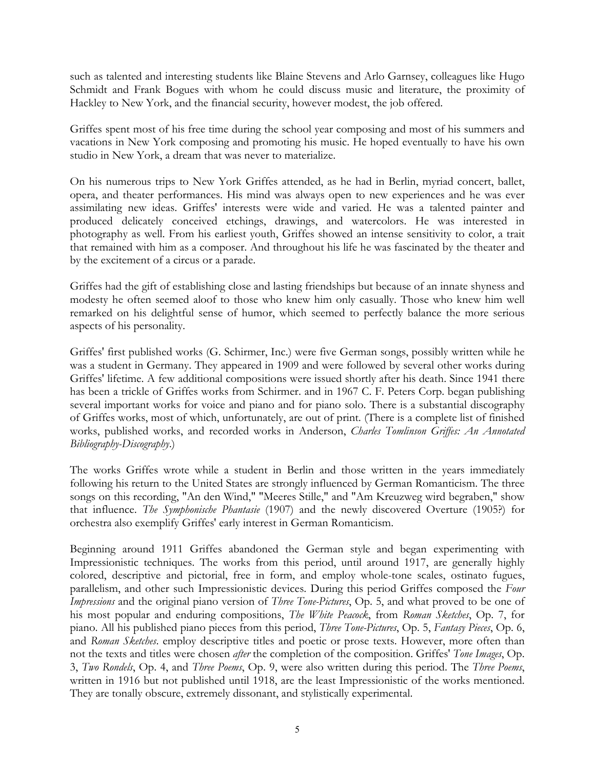such as talented and interesting students like Blaine Stevens and Arlo Garnsey, colleagues like Hugo Schmidt and Frank Bogues with whom he could discuss music and literature, the proximity of Hackley to New York, and the financial security, however modest, the job offered.

Griffes spent most of his free time during the school year composing and most of his summers and vacations in New York composing and promoting his music. He hoped eventually to have his own studio in New York, a dream that was never to materialize.

On his numerous trips to New York Griffes attended, as he had in Berlin, myriad concert, ballet, opera, and theater performances. His mind was always open to new experiences and he was ever assimilating new ideas. Griffes' interests were wide and varied. He was a talented painter and produced delicately conceived etchings, drawings, and watercolors. He was interested in photography as well. From his earliest youth, Griffes showed an intense sensitivity to color, a trait that remained with him as a composer. And throughout his life he was fascinated by the theater and by the excitement of a circus or a parade.

Griffes had the gift of establishing close and lasting friendships but because of an innate shyness and modesty he often seemed aloof to those who knew him only casually. Those who knew him well remarked on his delightful sense of humor, which seemed to perfectly balance the more serious aspects of his personality.

Griffes' first published works (G. Schirmer, Inc.) were five German songs, possibly written while he was a student in Germany. They appeared in 1909 and were followed by several other works during Griffes' lifetime. A few additional compositions were issued shortly after his death. Since 1941 there has been a trickle of Griffes works from Schirmer. and in 1967 C. F. Peters Corp. began publishing several important works for voice and piano and for piano solo. There is a substantial discography of Griffes works, most of which, unfortunately, are out of print. (There is a complete list of finished works, published works, and recorded works in Anderson, *Charles Tomlinson Griffes: An Annotated Bibliography-Discography*.)

The works Griffes wrote while a student in Berlin and those written in the years immediately following his return to the United States are strongly influenced by German Romanticism. The three songs on this recording, "An den Wind," "Meeres Stille," and "Am Kreuzweg wird begraben," show that influence. *The Symphonische Phantasie* (1907) and the newly discovered Overture (1905?) for orchestra also exemplify Griffes' early interest in German Romanticism.

Beginning around 1911 Griffes abandoned the German style and began experimenting with Impressionistic techniques. The works from this period, until around 1917, are generally highly colored, descriptive and pictorial, free in form, and employ whole-tone scales, ostinato fugues, parallelism, and other such Impressionistic devices. During this period Griffes composed the *Four Impressions* and the original piano version of *Three Tone-Pictures*, Op. 5, and what proved to be one of his most popular and enduring compositions, *The White Peacock*, from *Roman Sketches*, Op. 7, for piano. All his published piano pieces from this period, *Three Tone-Pictures*, Op. 5, *Fantasy Pieces*, Op. 6, and *Roman Sketches*. employ descriptive titles and poetic or prose texts. However, more often than not the texts and titles were chosen *after* the completion of the composition. Griffes' *Tone Images*, Op. 3, *Two Rondels*, Op. 4, and *Three Poems*, Op. 9, were also written during this period. The *Three Poems*, written in 1916 but not published until 1918, are the least Impressionistic of the works mentioned. They are tonally obscure, extremely dissonant, and stylistically experimental.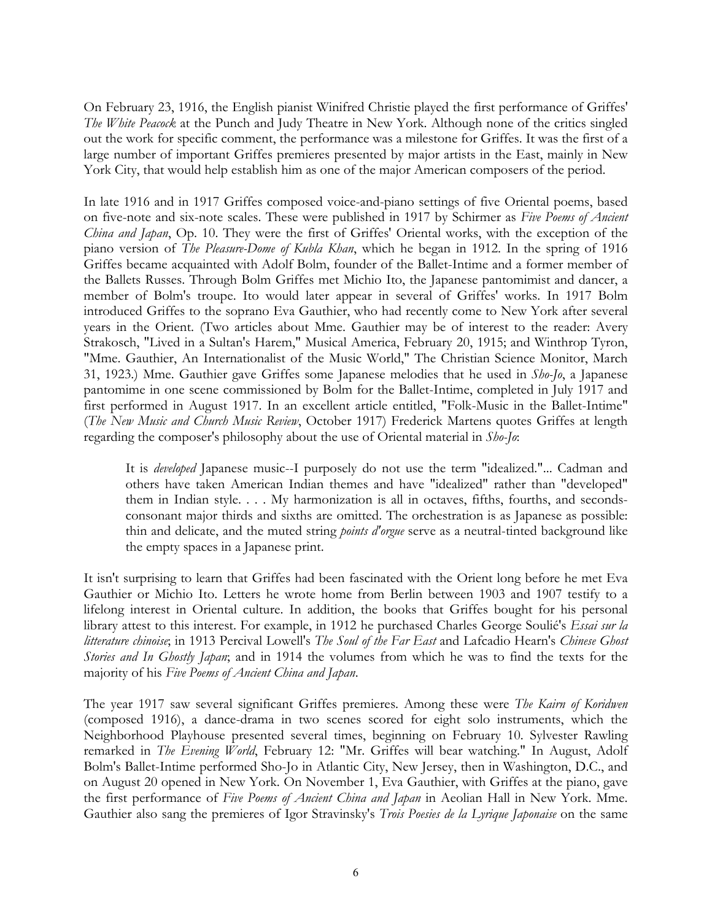On February 23, 1916, the English pianist Winifred Christie played the first performance of Griffes' *The White Peacock* at the Punch and Judy Theatre in New York. Although none of the critics singled out the work for specific comment, the performance was a milestone for Griffes. It was the first of a large number of important Griffes premieres presented by major artists in the East, mainly in New York City, that would help establish him as one of the major American composers of the period.

In late 1916 and in 1917 Griffes composed voice-and-piano settings of five Oriental poems, based on five-note and six-note scales. These were published in 1917 by Schirmer as *Five Poems of Ancient China and Japan*, Op. 10. They were the first of Griffes' Oriental works, with the exception of the piano version of *The Pleasure-Dome of Kubla Khan*, which he began in 1912. In the spring of 1916 Griffes became acquainted with Adolf Bolm, founder of the Ballet-Intime and a former member of the Ballets Russes. Through Bolm Griffes met Michio Ito, the Japanese pantomimist and dancer, a member of Bolm's troupe. Ito would later appear in several of Griffes' works. In 1917 Bolm introduced Griffes to the soprano Eva Gauthier, who had recently come to New York after several years in the Orient. (Two articles about Mme. Gauthier may be of interest to the reader: Avery Strakosch, "Lived in a Sultan's Harem," Musical America, February 20, 1915; and Winthrop Tyron, "Mme. Gauthier, An Internationalist of the Music World," The Christian Science Monitor, March 31, 1923.) Mme. Gauthier gave Griffes some Japanese melodies that he used in *Sho-Jo*, a Japanese pantomime in one scene commissioned by Bolm for the Ballet-Intime, completed in July 1917 and first performed in August 1917. In an excellent article entitled, "Folk-Music in the Ballet-Intime" (*The New Music and Church Music Review*, October 1917) Frederick Martens quotes Griffes at length regarding the composer's philosophy about the use of Oriental material in *Sho-Jo*:

> It is *developed* Japanese music--I purposely do not use the term "idealized."... Cadman and others have taken American Indian themes and have "idealized" rather than "developed" them in Indian style. . . . My harmonization is all in octaves, fifths, fourths, and seconds-consonant major thirds and sixths are omitted. The orchestration is as Japanese as possible: thin and delicate, and the muted string *points d'orgue* serve as a neutral-tinted background like the empty spaces in a Japanese print.

It isn't surprising to learn that Griffes had been fascinated with the Orient long before he met Eva Gauthier or Michio Ito. Letters he wrote home from Berlin between 1903 and 1907 testify to a lifelong interest in Oriental culture. In addition, the books that Griffes bought for his personal library attest to this interest. For example, in 1912 he purchased Charles George Soulié's *Essai sur la litterature chinoise*; in 1913 Percival Lowell's *The Soul of the Far East* and Lafcadio Hearn's *Chinese Ghost Stories and In Ghostly Japan*; and in 1914 the volumes from which he was to find the texts for the majority of his *Five Poems of Ancient China and Japan*.

The year 1917 saw several significant Griffes premieres. Among these were *The Kairn of Koridwen* (composed 1916), a dance-drama in two scenes scored for eight solo instruments, which the Neighborhood Playhouse presented several times, beginning on February 10. Sylvester Rawling remarked in *The Evening World*, February 12: "Mr. Griffes will bear watching." In August, Adolf Bolm's Ballet-Intime performed Sho-Jo in Atlantic City, New Jersey, then in Washington, D.C., and on August 20 opened in New York. On November 1, Eva Gauthier, with Griffes at the piano, gave the first performance of *Five Poems of Ancient China and Japan* in Aeolian Hall in New York. Mme. Gauthier also sang the premieres of Igor Stravinsky's *Trois Poesies de la Lyrique Japonaise* on the same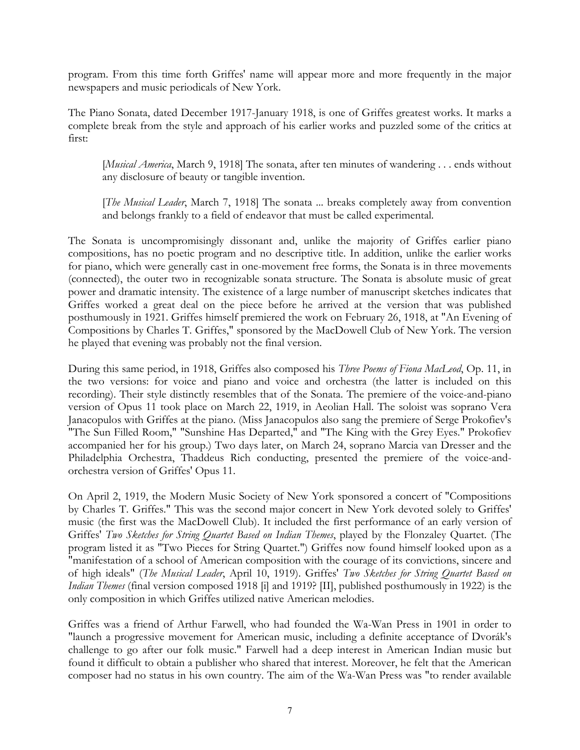program. From this time forth Griffes' name will appear more and more frequently in the major newspapers and music periodicals of New York.

The Piano Sonata, dated December 1917-January 1918, is one of Griffes greatest works. It marks a complete break from the style and approach of his earlier works and puzzled some of the critics at first:

> [*Musical America*, March 9, 1918] The sonata, after ten minutes of wandering . . . ends without any disclosure of beauty or tangible invention.
>
> [*The Musical Leader*, March 7, 1918] The sonata ... breaks completely away from convention and belongs frankly to a field of endeavor that must be called experimental.

The Sonata is uncompromisingly dissonant and, unlike the majority of Griffes earlier piano compositions, has no poetic program and no descriptive title. In addition, unlike the earlier works for piano, which were generally cast in one-movement free forms, the Sonata is in three movements (connected), the outer two in recognizable sonata structure. The Sonata is absolute music of great power and dramatic intensity. The existence of a large number of manuscript sketches indicates that Griffes worked a great deal on the piece before he arrived at the version that was published posthumously in 1921. Griffes himself premiered the work on February 26, 1918, at "An Evening of Compositions by Charles T. Griffes," sponsored by the MacDowell Club of New York. The version he played that evening was probably not the final version.

During this same period, in 1918, Griffes also composed his *Three Poems of Fiona MacLeod*, Op. 11, in the two versions: for voice and piano and voice and orchestra (the latter is included on this recording). Their style distinctly resembles that of the Sonata. The premiere of the voice-and-piano version of Opus 11 took place on March 22, 1919, in Aeolian Hall. The soloist was soprano Vera Janacopulos with Griffes at the piano. (Miss Janacopulos also sang the premiere of Serge Prokofiev's "The Sun Filled Room," "Sunshine Has Departed," and "The King with the Grey Eyes." Prokofiev accompanied her for his group.) Two days later, on March 24, soprano Marcia van Dresser and the Philadelphia Orchestra, Thaddeus Rich conducting, presented the premiere of the voice-and-orchestra version of Griffes' Opus 11.

On April 2, 1919, the Modern Music Society of New York sponsored a concert of "Compositions by Charles T. Griffes." This was the second major concert in New York devoted solely to Griffes' music (the first was the MacDowell Club). It included the first performance of an early version of Griffes' *Two Sketches for String Quartet Based on Indian Themes*, played by the Flonzaley Quartet. (The program listed it as "Two Pieces for String Quartet.") Griffes now found himself looked upon as a "manifestation of a school of American composition with the courage of its convictions, sincere and of high ideals" (*The Musical Leader*, April 10, 1919). Griffes' *Two Sketches for String Quartet Based on Indian Themes* (final version composed 1918 [i] and 1919? [II], published posthumously in 1922) is the only composition in which Griffes utilized native American melodies.

Griffes was a friend of Arthur Farwell, who had founded the Wa-Wan Press in 1901 in order to "launch a progressive movement for American music, including a definite acceptance of Dvorák's challenge to go after our folk music." Farwell had a deep interest in American Indian music but found it difficult to obtain a publisher who shared that interest. Moreover, he felt that the American composer had no status in his own country. The aim of the Wa-Wan Press was "to render available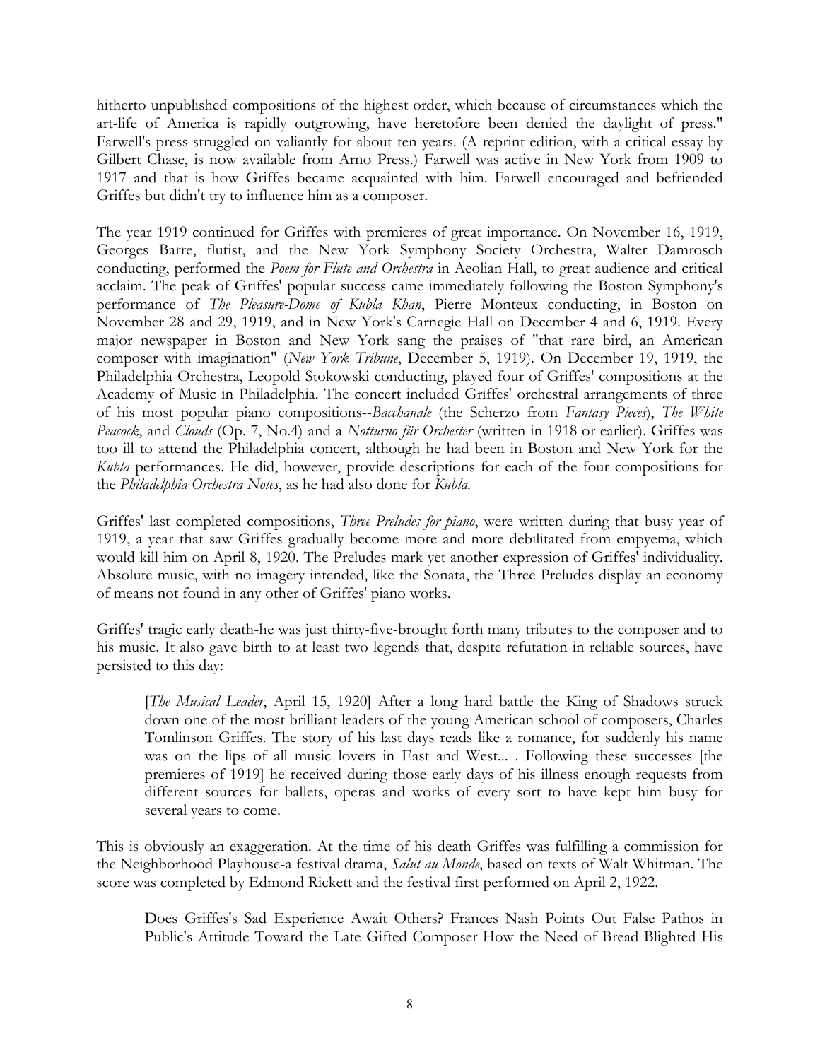hitherto unpublished compositions of the highest order, which because of circumstances which the art-life of America is rapidly outgrowing, have heretofore been denied the daylight of press." Farwell's press struggled on valiantly for about ten years. (A reprint edition, with a critical essay by Gilbert Chase, is now available from Arno Press.) Farwell was active in New York from 1909 to 1917 and that is how Griffes became acquainted with him. Farwell encouraged and befriended Griffes but didn't try to influence him as a composer.

The year 1919 continued for Griffes with premieres of great importance. On November 16, 1919, Georges Barre, flutist, and the New York Symphony Society Orchestra, Walter Damrosch conducting, performed the *Poem for Flute and Orchestra* in Aeolian Hall, to great audience and critical acclaim. The peak of Griffes' popular success came immediately following the Boston Symphony's performance of *The Pleasure-Dome of Kubla Khan*, Pierre Monteux conducting, in Boston on November 28 and 29, 1919, and in New York's Carnegie Hall on December 4 and 6, 1919. Every major newspaper in Boston and New York sang the praises of "that rare bird, an American composer with imagination" (*New York Tribune*, December 5, 1919). On December 19, 1919, the Philadelphia Orchestra, Leopold Stokowski conducting, played four of Griffes' compositions at the Academy of Music in Philadelphia. The concert included Griffes' orchestral arrangements of three of his most popular piano compositions--*Bacchanale* (the Scherzo from *Fantasy Pieces*), *The White Peacock*, and *Clouds* (Op. 7, No.4)-and a *Notturno für Orchester* (written in 1918 or earlier). Griffes was too ill to attend the Philadelphia concert, although he had been in Boston and New York for the *Kubla* performances. He did, however, provide descriptions for each of the four compositions for the *Philadelphia Orchestra Notes*, as he had also done for *Kubla.*

Griffes' last completed compositions, *Three Preludes for piano*, were written during that busy year of 1919, a year that saw Griffes gradually become more and more debilitated from empyema, which would kill him on April 8, 1920. The Preludes mark yet another expression of Griffes' individuality. Absolute music, with no imagery intended, like the Sonata, the Three Preludes display an economy of means not found in any other of Griffes' piano works.

Griffes' tragic early death-he was just thirty-five-brought forth many tributes to the composer and to his music. It also gave birth to at least two legends that, despite refutation in reliable sources, have persisted to this day:

> [*The Musical Leader*, April 15, 1920] After a long hard battle the King of Shadows struck down one of the most brilliant leaders of the young American school of composers, Charles Tomlinson Griffes. The story of his last days reads like a romance, for suddenly his name was on the lips of all music lovers in East and West... . Following these successes [the premieres of 1919] he received during those early days of his illness enough requests from different sources for ballets, operas and works of every sort to have kept him busy for several years to come.

This is obviously an exaggeration. At the time of his death Griffes was fulfilling a commission for the Neighborhood Playhouse-a festival drama, *Salut au Monde*, based on texts of Walt Whitman. The score was completed by Edmond Rickett and the festival first performed on April 2, 1922.

> Does Griffes's Sad Experience Await Others? Frances Nash Points Out False Pathos in Public's Attitude Toward the Late Gifted Composer-How the Need of Bread Blighted His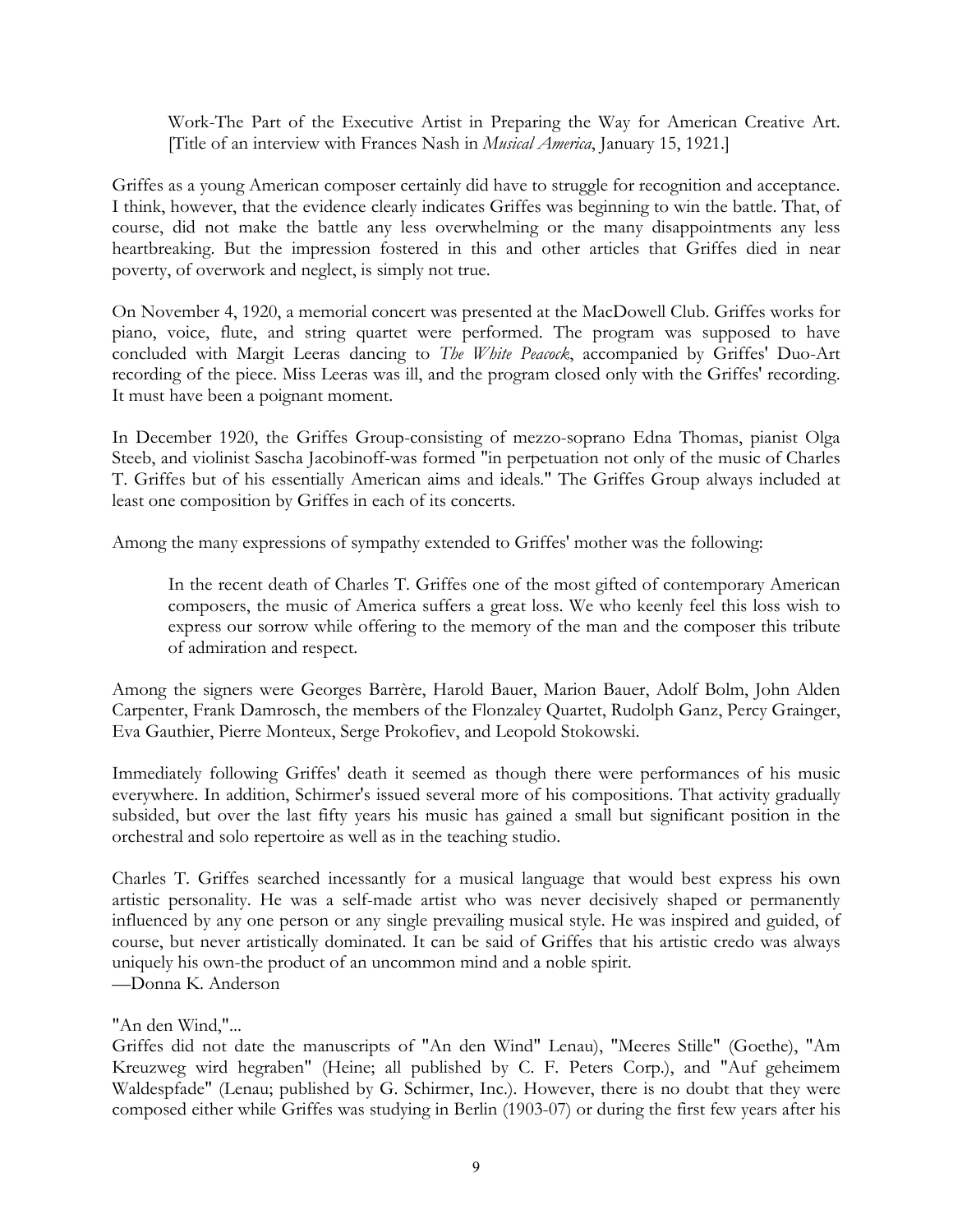> Work-The Part of the Executive Artist in Preparing the Way for American Creative Art. [Title of an interview with Frances Nash in *Musical America*, January 15, 1921.]

Griffes as a young American composer certainly did have to struggle for recognition and acceptance. I think, however, that the evidence clearly indicates Griffes was beginning to win the battle. That, of course, did not make the battle any less overwhelming or the many disappointments any less heartbreaking. But the impression fostered in this and other articles that Griffes died in near poverty, of overwork and neglect, is simply not true.

On November 4, 1920, a memorial concert was presented at the MacDowell Club. Griffes works for piano, voice, flute, and string quartet were performed. The program was supposed to have concluded with Margit Leeras dancing to *The White Peacock*, accompanied by Griffes' Duo-Art recording of the piece. Miss Leeras was ill, and the program closed only with the Griffes' recording. It must have been a poignant moment.

In December 1920, the Griffes Group-consisting of mezzo-soprano Edna Thomas, pianist Olga Steeb, and violinist Sascha Jacobinoff-was formed "in perpetuation not only of the music of Charles T. Griffes but of his essentially American aims and ideals." The Griffes Group always included at least one composition by Griffes in each of its concerts.

Among the many expressions of sympathy extended to Griffes' mother was the following:

> In the recent death of Charles T. Griffes one of the most gifted of contemporary American composers, the music of America suffers a great loss. We who keenly feel this loss wish to express our sorrow while offering to the memory of the man and the composer this tribute of admiration and respect.

Among the signers were Georges Barrère, Harold Bauer, Marion Bauer, Adolf Bolm, John Alden Carpenter, Frank Damrosch, the members of the Flonzaley Quartet, Rudolph Ganz, Percy Grainger, Eva Gauthier, Pierre Monteux, Serge Prokofiev, and Leopold Stokowski.

Immediately following Griffes' death it seemed as though there were performances of his music everywhere. In addition, Schirmer's issued several more of his compositions. That activity gradually subsided, but over the last fifty years his music has gained a small but significant position in the orchestral and solo repertoire as well as in the teaching studio.

Charles T. Griffes searched incessantly for a musical language that would best express his own artistic personality. He was a self-made artist who was never decisively shaped or permanently influenced by any one person or any single prevailing musical style. He was inspired and guided, of course, but never artistically dominated. It can be said of Griffes that his artistic credo was always uniquely his own-the product of an uncommon mind and a noble spirit.
—Donna K. Anderson

"An den Wind,"...
Griffes did not date the manuscripts of "An den Wind" Lenau), "Meeres Stille" (Goethe), "Am Kreuzweg wird hegraben" (Heine; all published by C. F. Peters Corp.), and "Auf geheimem Waldespfade" (Lenau; published by G. Schirmer, Inc.). However, there is no doubt that they were composed either while Griffes was studying in Berlin (1903-07) or during the first few years after his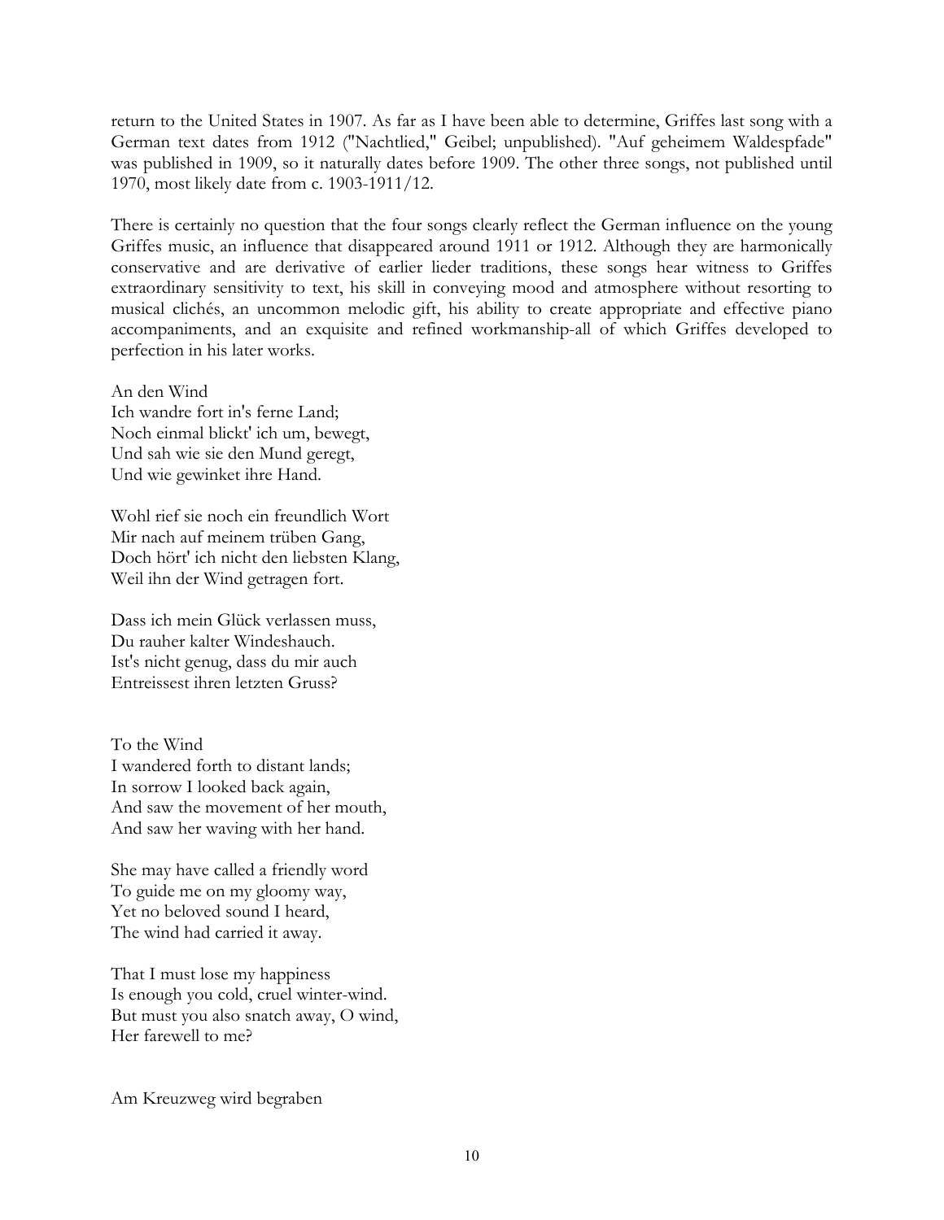return to the United States in 1907. As far as I have been able to determine, Griffes last song with a German text dates from 1912 ("Nachtlied," Geibel; unpublished). "Auf geheimem Waldespfade" was published in 1909, so it naturally dates before 1909. The other three songs, not published until 1970, most likely date from c. 1903-1911/12.

There is certainly no question that the four songs clearly reflect the German influence on the young Griffes music, an influence that disappeared around 1911 or 1912. Although they are harmonically conservative and are derivative of earlier lieder traditions, these songs hear witness to Griffes extraordinary sensitivity to text, his skill in conveying mood and atmosphere without resorting to musical clichés, an uncommon melodic gift, his ability to create appropriate and effective piano accompaniments, and an exquisite and refined workmanship-all of which Griffes developed to perfection in his later works.

An den Wind
Ich wandre fort in's ferne Land;
Noch einmal blickt' ich um, bewegt,
Und sah wie sie den Mund geregt,
Und wie gewinket ihre Hand.

Wohl rief sie noch ein freundlich Wort
Mir nach auf meinem trüben Gang,
Doch hört' ich nicht den liebsten Klang,
Weil ihn der Wind getragen fort.

Dass ich mein Glück verlassen muss,
Du rauher kalter Windeshauch.
Ist's nicht genug, dass du mir auch
Entreissest ihren letzten Gruss?

To the Wind
I wandered forth to distant lands;
In sorrow I looked back again,
And saw the movement of her mouth,
And saw her waving with her hand.

She may have called a friendly word
To guide me on my gloomy way,
Yet no beloved sound I heard,
The wind had carried it away.

That I must lose my happiness
Is enough you cold, cruel winter-wind.
But must you also snatch away, O wind,
Her farewell to me?

Am Kreuzweg wird begraben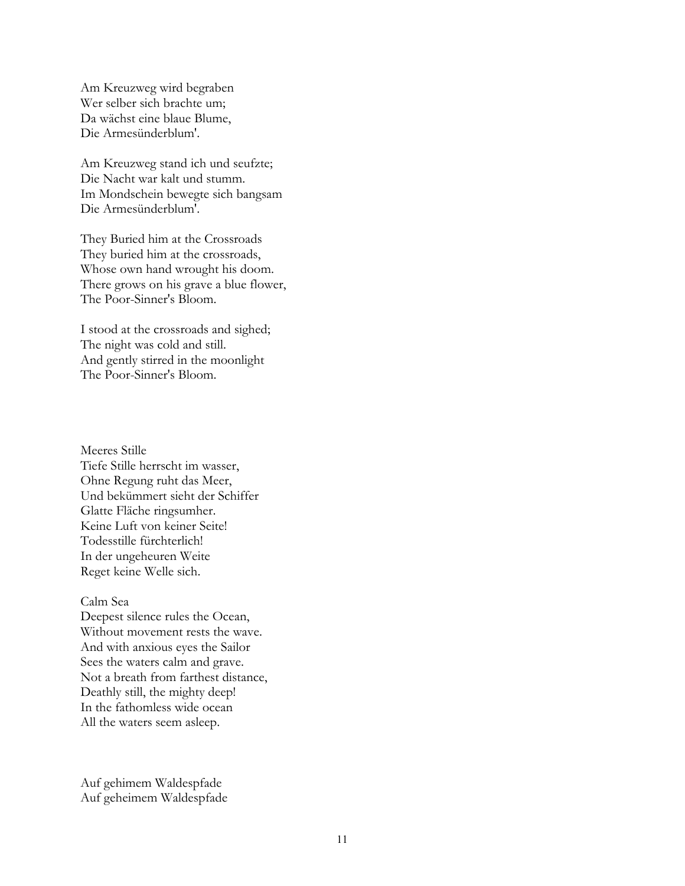Am Kreuzweg wird begraben
Wer selber sich brachte um;
Da wächst eine blaue Blume,
Die Armesünderblum'.

Am Kreuzweg stand ich und seufzte;
Die Nacht war kalt und stumm.
Im Mondschein bewegte sich bangsam
Die Armesünderblum'.

They Buried him at the Crossroads
They buried him at the crossroads,
Whose own hand wrought his doom.
There grows on his grave a blue flower,
The Poor-Sinner's Bloom.

I stood at the crossroads and sighed;
The night was cold and still.
And gently stirred in the moonlight
The Poor-Sinner's Bloom.

Meeres Stille
Tiefe Stille herrscht im wasser,
Ohne Regung ruht das Meer,
Und bekümmert sieht der Schiffer
Glatte Fläche ringsumher.
Keine Luft von keiner Seite!
Todesstille fürchterlich!
In der ungeheuren Weite
Reget keine Welle sich.

Calm Sea
Deepest silence rules the Ocean,
Without movement rests the wave.
And with anxious eyes the Sailor
Sees the waters calm and grave.
Not a breath from farthest distance,
Deathly still, the mighty deep!
In the fathomless wide ocean
All the waters seem asleep.

Auf gehimem Waldespfade
Auf geheimem Waldespfade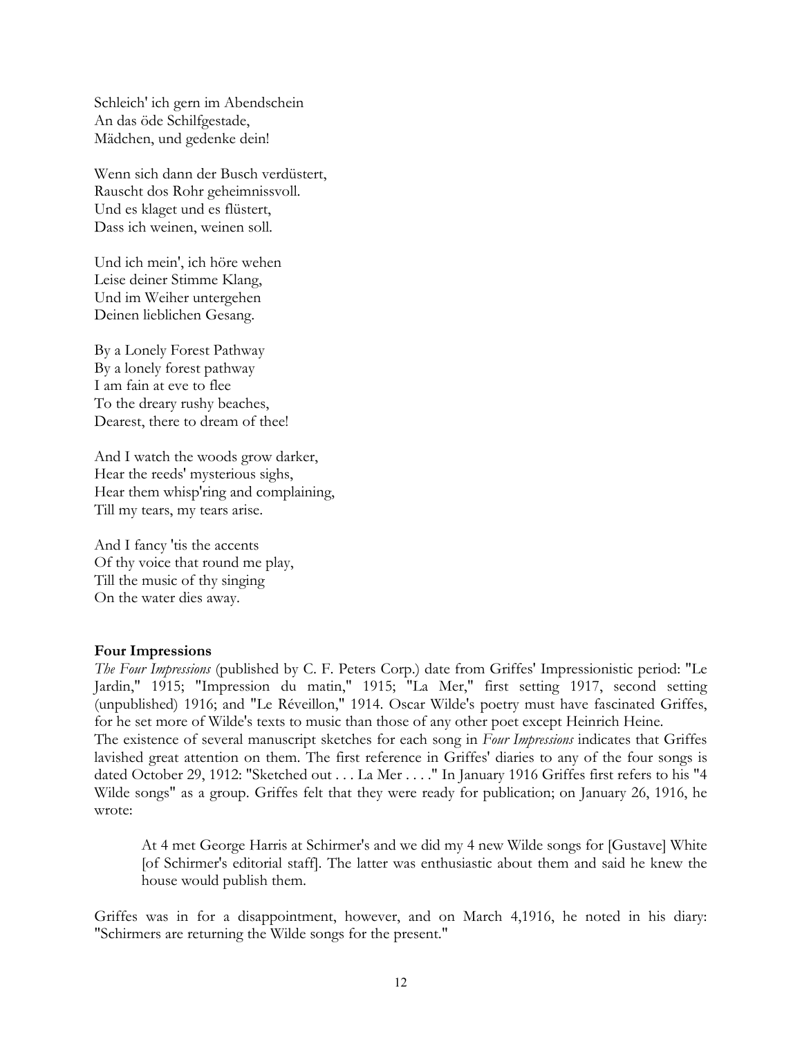Schleich' ich gern im Abendschein
An das öde Schilfgestade,
Mädchen, und gedenke dein!

Wenn sich dann der Busch verdüstert,
Rauscht dos Rohr geheimnissvoll.
Und es klaget und es flüstert,
Dass ich weinen, weinen soll.

Und ich mein', ich höre wehen
Leise deiner Stimme Klang,
Und im Weiher untergehen
Deinen lieblichen Gesang.

By a Lonely Forest Pathway
By a lonely forest pathway
I am fain at eve to flee
To the dreary rushy beaches,
Dearest, there to dream of thee!

And I watch the woods grow darker,
Hear the reeds' mysterious sighs,
Hear them whisp'ring and complaining,
Till my tears, my tears arise.

And I fancy 'tis the accents
Of thy voice that round me play,
Till the music of thy singing
On the water dies away.

**Four Impressions**

*The Four Impressions* (published by C. F. Peters Corp.) date from Griffes' Impressionistic period: "Le Jardin," 1915; "Impression du matin," 1915; "La Mer," first setting 1917, second setting (unpublished) 1916; and "Le Réveillon," 1914. Oscar Wilde's poetry must have fascinated Griffes, for he set more of Wilde's texts to music than those of any other poet except Heinrich Heine.

The existence of several manuscript sketches for each song in *Four Impressions* indicates that Griffes lavished great attention on them. The first reference in Griffes' diaries to any of the four songs is dated October 29, 1912: "Sketched out . . . La Mer . . . ." In January 1916 Griffes first refers to his "4 Wilde songs" as a group. Griffes felt that they were ready for publication; on January 26, 1916, he wrote:

> At 4 met George Harris at Schirmer's and we did my 4 new Wilde songs for [Gustave] White [of Schirmer's editorial staff]. The latter was enthusiastic about them and said he knew the house would publish them.

Griffes was in for a disappointment, however, and on March 4,1916, he noted in his diary: "Schirmers are returning the Wilde songs for the present."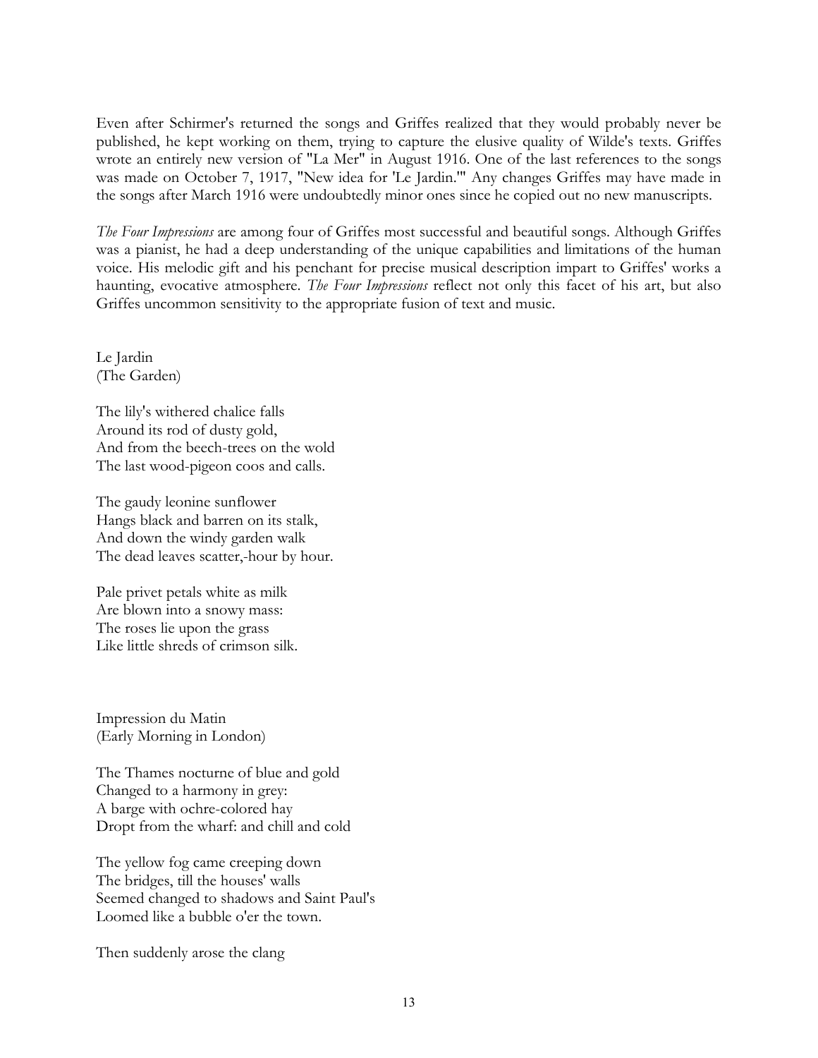Even after Schirmer's returned the songs and Griffes realized that they would probably never be published, he kept working on them, trying to capture the elusive quality of Wilde's texts. Griffes wrote an entirely new version of "La Mer" in August 1916. One of the last references to the songs was made on October 7, 1917, "New idea for 'Le Jardin.'" Any changes Griffes may have made in the songs after March 1916 were undoubtedly minor ones since he copied out no new manuscripts.

*The Four Impressions* are among four of Griffes most successful and beautiful songs. Although Griffes was a pianist, he had a deep understanding of the unique capabilities and limitations of the human voice. His melodic gift and his penchant for precise musical description impart to Griffes' works a haunting, evocative atmosphere. *The Four Impressions* reflect not only this facet of his art, but also Griffes uncommon sensitivity to the appropriate fusion of text and music.

Le Jardin
(The Garden)

The lily's withered chalice falls
Around its rod of dusty gold,
And from the beech-trees on the wold
The last wood-pigeon coos and calls.

The gaudy leonine sunflower
Hangs black and barren on its stalk,
And down the windy garden walk
The dead leaves scatter,-hour by hour.

Pale privet petals white as milk
Are blown into a snowy mass:
The roses lie upon the grass
Like little shreds of crimson silk.

Impression du Matin
(Early Morning in London)

The Thames nocturne of blue and gold
Changed to a harmony in grey:
A barge with ochre-colored hay
Dropt from the wharf: and chill and cold

The yellow fog came creeping down
The bridges, till the houses' walls
Seemed changed to shadows and Saint Paul's
Loomed like a bubble o'er the town.

Then suddenly arose the clang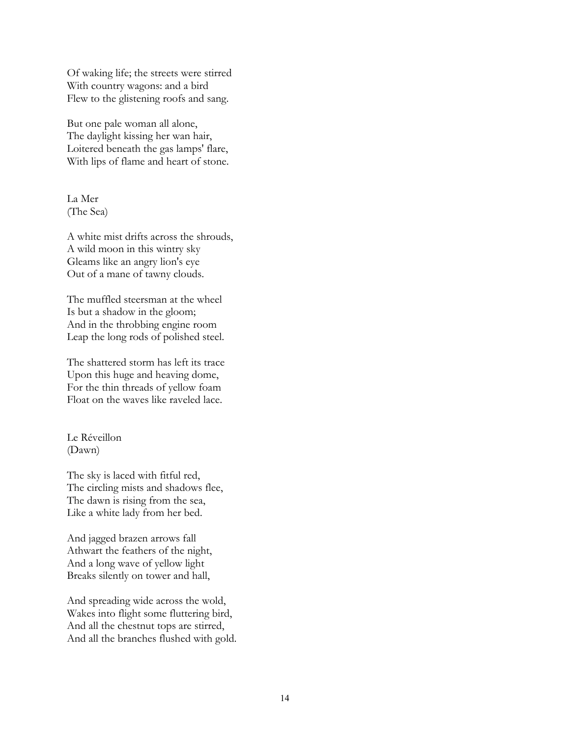Of waking life; the streets were stirred  
With country wagons: and a bird  
Flew to the glistening roofs and sang.

But one pale woman all alone,  
The daylight kissing her wan hair,  
Loitered beneath the gas lamps' flare,  
With lips of flame and heart of stone.

## La Mer
(The Sea)

A white mist drifts across the shrouds,  
A wild moon in this wintry sky  
Gleams like an angry lion's eye  
Out of a mane of tawny clouds.

The muffled steersman at the wheel  
Is but a shadow in the gloom;  
And in the throbbing engine room  
Leap the long rods of polished steel.

The shattered storm has left its trace  
Upon this huge and heaving dome,  
For the thin threads of yellow foam  
Float on the waves like raveled lace.

## Le Réveillon
(Dawn)

The sky is laced with fitful red,  
The circling mists and shadows flee,  
The dawn is rising from the sea,  
Like a white lady from her bed.

And jagged brazen arrows fall  
Athwart the feathers of the night,  
And a long wave of yellow light  
Breaks silently on tower and hall,

And spreading wide across the wold,  
Wakes into flight some fluttering bird,  
And all the chestnut tops are stirred,  
And all the branches flushed with gold.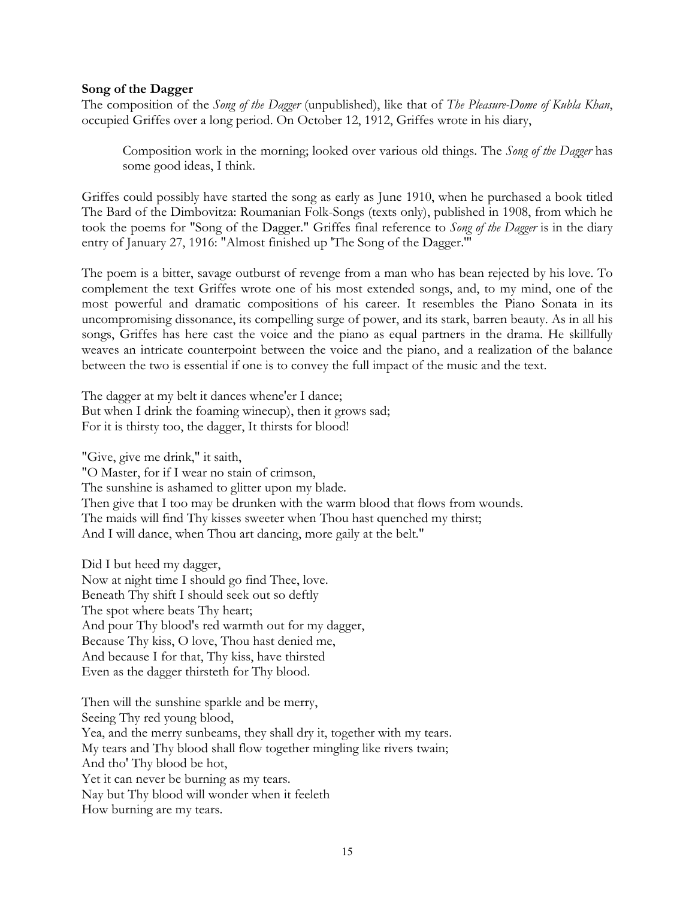**Song of the Dagger**

The composition of the *Song of the Dagger* (unpublished), like that of *The Pleasure-Dome of Kubla Khan*, occupied Griffes over a long period. On October 12, 1912, Griffes wrote in his diary,

> Composition work in the morning; looked over various old things. The *Song of the Dagger* has some good ideas, I think.

Griffes could possibly have started the song as early as June 1910, when he purchased a book titled The Bard of the Dimbovitza: Roumanian Folk-Songs (texts only), published in 1908, from which he took the poems for "Song of the Dagger." Griffes final reference to *Song of the Dagger* is in the diary entry of January 27, 1916: "Almost finished up 'The Song of the Dagger.'"

The poem is a bitter, savage outburst of revenge from a man who has bean rejected by his love. To complement the text Griffes wrote one of his most extended songs, and, to my mind, one of the most powerful and dramatic compositions of his career. It resembles the Piano Sonata in its uncompromising dissonance, its compelling surge of power, and its stark, barren beauty. As in all his songs, Griffes has here cast the voice and the piano as equal partners in the drama. He skillfully weaves an intricate counterpoint between the voice and the piano, and a realization of the balance between the two is essential if one is to convey the full impact of the music and the text.

The dagger at my belt it dances whene'er I dance;  
But when I drink the foaming winecup), then it grows sad;  
For it is thirsty too, the dagger, It thirsts for blood!

"Give, give me drink," it saith,  
"O Master, for if I wear no stain of crimson,  
The sunshine is ashamed to glitter upon my blade.  
Then give that I too may be drunken with the warm blood that flows from wounds.  
The maids will find Thy kisses sweeter when Thou hast quenched my thirst;  
And I will dance, when Thou art dancing, more gaily at the belt."

Did I but heed my dagger,  
Now at night time I should go find Thee, love.  
Beneath Thy shift I should seek out so deftly  
The spot where beats Thy heart;  
And pour Thy blood's red warmth out for my dagger,  
Because Thy kiss, O love, Thou hast denied me,  
And because I for that, Thy kiss, have thirsted  
Even as the dagger thirsteth for Thy blood.

Then will the sunshine sparkle and be merry,  
Seeing Thy red young blood,  
Yea, and the merry sunbeams, they shall dry it, together with my tears.  
My tears and Thy blood shall flow together mingling like rivers twain;  
And tho' Thy blood be hot,  
Yet it can never be burning as my tears.  
Nay but Thy blood will wonder when it feeleth  
How burning are my tears.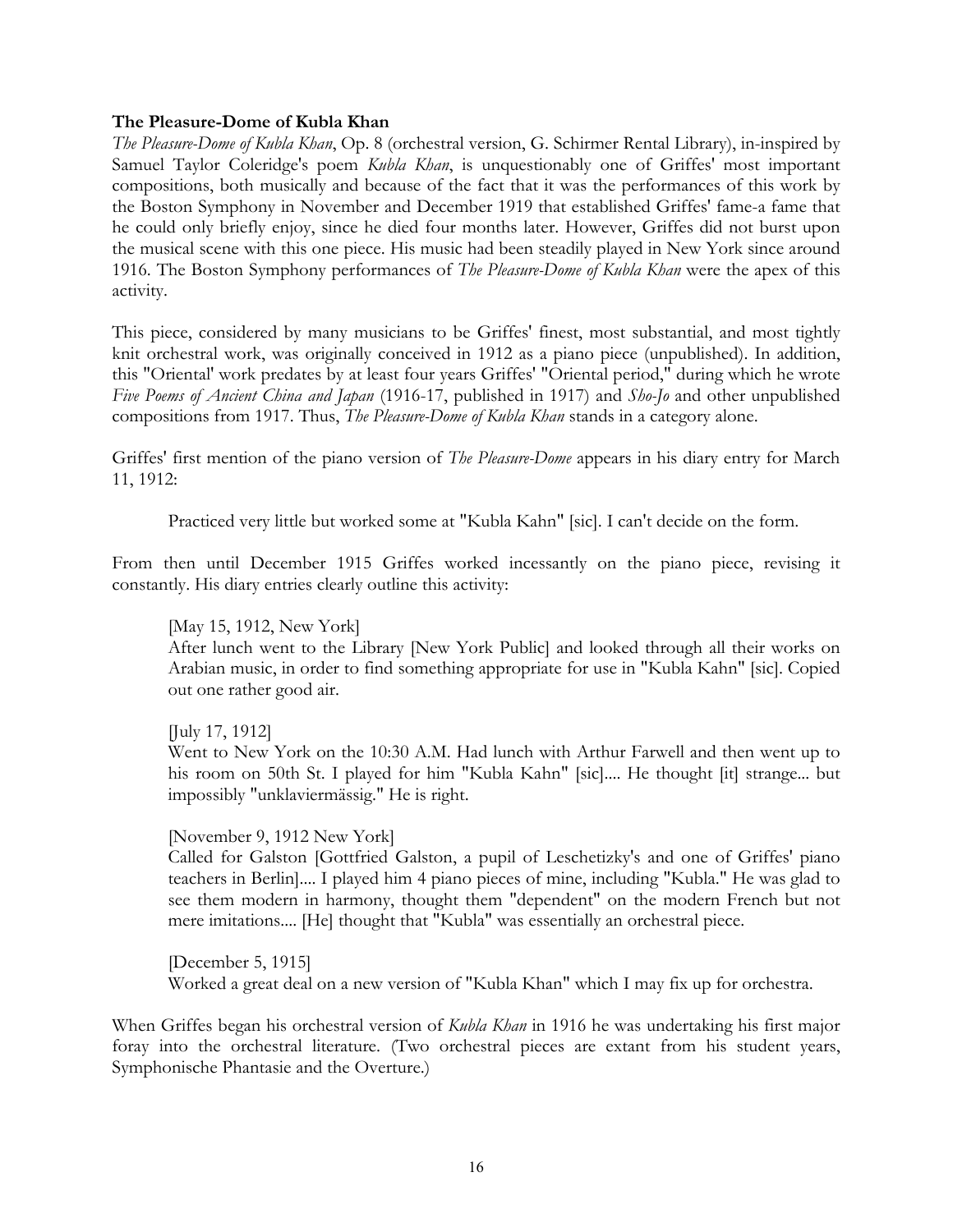**The Pleasure-Dome of Kubla Khan**

*The Pleasure-Dome of Kubla Khan*, Op. 8 (orchestral version, G. Schirmer Rental Library), in-inspired by Samuel Taylor Coleridge's poem *Kubla Khan*, is unquestionably one of Griffes' most important compositions, both musically and because of the fact that it was the performances of this work by the Boston Symphony in November and December 1919 that established Griffes' fame-a fame that he could only briefly enjoy, since he died four months later. However, Griffes did not burst upon the musical scene with this one piece. His music had been steadily played in New York since around 1916. The Boston Symphony performances of *The Pleasure-Dome of Kubla Khan* were the apex of this activity.

This piece, considered by many musicians to be Griffes' finest, most substantial, and most tightly knit orchestral work, was originally conceived in 1912 as a piano piece (unpublished). In addition, this "Oriental' work predates by at least four years Griffes' "Oriental period," during which he wrote *Five Poems of Ancient China and Japan* (1916-17, published in 1917) and *Sho-Jo* and other unpublished compositions from 1917. Thus, *The Pleasure-Dome of Kubla Khan* stands in a category alone.

Griffes' first mention of the piano version of *The Pleasure-Dome* appears in his diary entry for March 11, 1912:

> Practiced very little but worked some at "Kubla Kahn" [sic]. I can't decide on the form.

From then until December 1915 Griffes worked incessantly on the piano piece, revising it constantly. His diary entries clearly outline this activity:

> [May 15, 1912, New York]
> After lunch went to the Library [New York Public] and looked through all their works on Arabian music, in order to find something appropriate for use in "Kubla Kahn" [sic]. Copied out one rather good air.
>
> [July 17, 1912]
> Went to New York on the 10:30 A.M. Had lunch with Arthur Farwell and then went up to his room on 50th St. I played for him "Kubla Kahn" [sic].... He thought [it] strange... but impossibly "unklaviermässig." He is right.
>
> [November 9, 1912 New York]
> Called for Galston [Gottfried Galston, a pupil of Leschetizky's and one of Griffes' piano teachers in Berlin].... I played him 4 piano pieces of mine, including "Kubla." He was glad to see them modern in harmony, thought them "dependent" on the modern French but not mere imitations.... [He] thought that "Kubla" was essentially an orchestral piece.
>
> [December 5, 1915]
> Worked a great deal on a new version of "Kubla Khan" which I may fix up for orchestra.

When Griffes began his orchestral version of *Kubla Khan* in 1916 he was undertaking his first major foray into the orchestral literature. (Two orchestral pieces are extant from his student years, Symphonische Phantasie and the Overture.)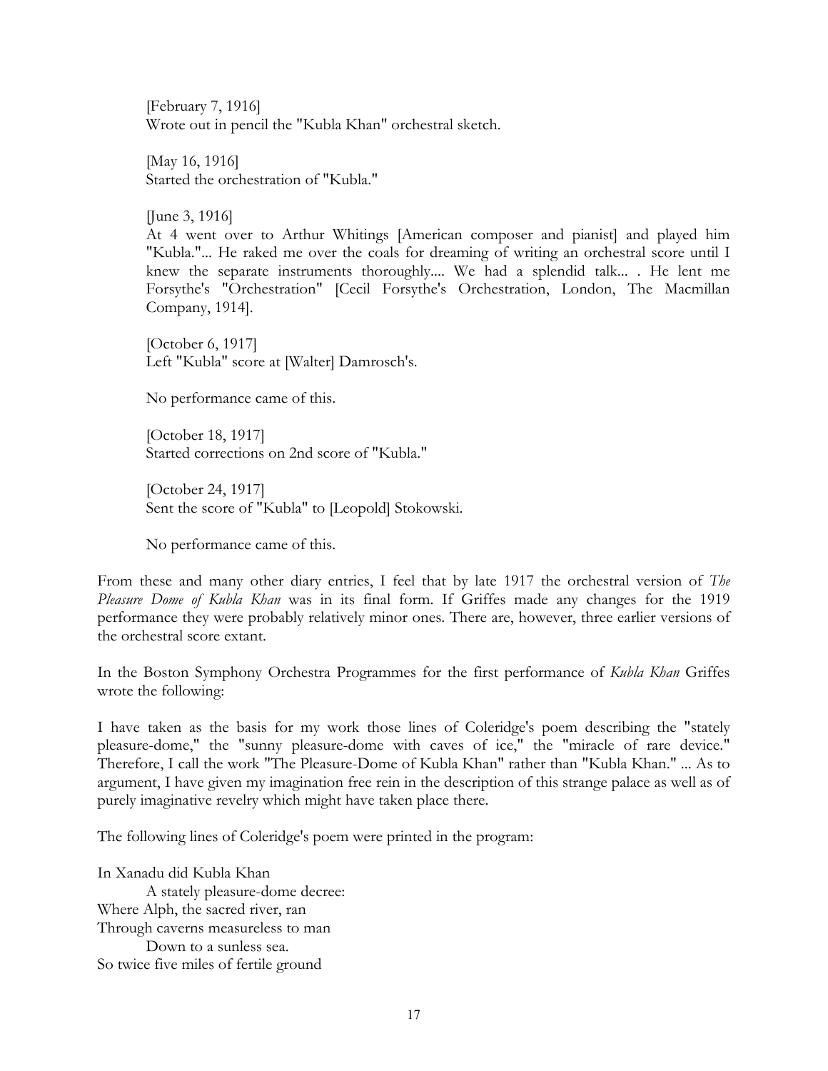[February 7, 1916]
Wrote out in pencil the "Kubla Khan" orchestral sketch.

[May 16, 1916]
Started the orchestration of "Kubla."

[June 3, 1916]
At 4 went over to Arthur Whitings [American composer and pianist] and played him "Kubla."... He raked me over the coals for dreaming of writing an orchestral score until I knew the separate instruments thoroughly.... We had a splendid talk... . He lent me Forsythe's "Orchestration" [Cecil Forsythe's Orchestration, London, The Macmillan Company, 1914].

[October 6, 1917]
Left "Kubla" score at [Walter] Damrosch's.

No performance came of this.

[October 18, 1917]
Started corrections on 2nd score of "Kubla."

[October 24, 1917]
Sent the score of "Kubla" to [Leopold] Stokowski.

No performance came of this.

From these and many other diary entries, I feel that by late 1917 the orchestral version of *The Pleasure Dome of Kubla Khan* was in its final form. If Griffes made any changes for the 1919 performance they were probably relatively minor ones. There are, however, three earlier versions of the orchestral score extant.

In the Boston Symphony Orchestra Programmes for the first performance of *Kubla Khan* Griffes wrote the following:

I have taken as the basis for my work those lines of Coleridge's poem describing the "stately pleasure-dome," the "sunny pleasure-dome with caves of ice," the "miracle of rare device." Therefore, I call the work "The Pleasure-Dome of Kubla Khan" rather than "Kubla Khan." ... As to argument, I have given my imagination free rein in the description of this strange palace as well as of purely imaginative revelry which might have taken place there.

The following lines of Coleridge's poem were printed in the program:

In Xanadu did Kubla Khan
    A stately pleasure-dome decree:
Where Alph, the sacred river, ran
Through caverns measureless to man
    Down to a sunless sea.
So twice five miles of fertile ground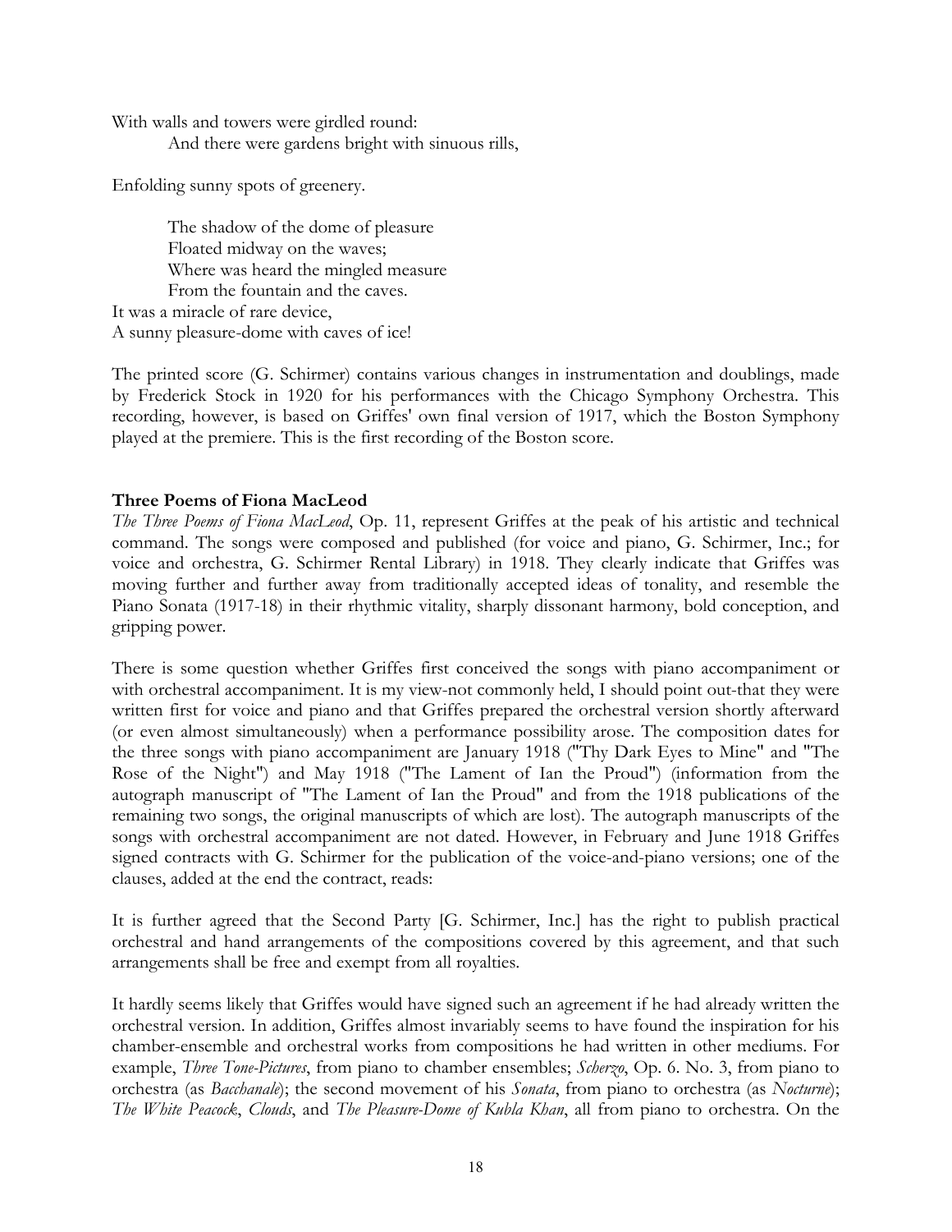With walls and towers were girdled round:
        And there were gardens bright with sinuous rills,

Enfolding sunny spots of greenery.

        The shadow of the dome of pleasure
        Floated midway on the waves;
        Where was heard the mingled measure
        From the fountain and the caves.
It was a miracle of rare device,
A sunny pleasure-dome with caves of ice!

The printed score (G. Schirmer) contains various changes in instrumentation and doublings, made by Frederick Stock in 1920 for his performances with the Chicago Symphony Orchestra. This recording, however, is based on Griffes' own final version of 1917, which the Boston Symphony played at the premiere. This is the first recording of the Boston score.

**Three Poems of Fiona MacLeod**

*The Three Poems of Fiona MacLeod*, Op. 11, represent Griffes at the peak of his artistic and technical command. The songs were composed and published (for voice and piano, G. Schirmer, Inc.; for voice and orchestra, G. Schirmer Rental Library) in 1918. They clearly indicate that Griffes was moving further and further away from traditionally accepted ideas of tonality, and resemble the Piano Sonata (1917-18) in their rhythmic vitality, sharply dissonant harmony, bold conception, and gripping power.

There is some question whether Griffes first conceived the songs with piano accompaniment or with orchestral accompaniment. It is my view-not commonly held, I should point out-that they were written first for voice and piano and that Griffes prepared the orchestral version shortly afterward (or even almost simultaneously) when a performance possibility arose. The composition dates for the three songs with piano accompaniment are January 1918 ("Thy Dark Eyes to Mine" and "The Rose of the Night") and May 1918 ("The Lament of Ian the Proud") (information from the autograph manuscript of "The Lament of Ian the Proud" and from the 1918 publications of the remaining two songs, the original manuscripts of which are lost). The autograph manuscripts of the songs with orchestral accompaniment are not dated. However, in February and June 1918 Griffes signed contracts with G. Schirmer for the publication of the voice-and-piano versions; one of the clauses, added at the end the contract, reads:

It is further agreed that the Second Party [G. Schirmer, Inc.] has the right to publish practical orchestral and hand arrangements of the compositions covered by this agreement, and that such arrangements shall be free and exempt from all royalties.

It hardly seems likely that Griffes would have signed such an agreement if he had already written the orchestral version. In addition, Griffes almost invariably seems to have found the inspiration for his chamber-ensemble and orchestral works from compositions he had written in other mediums. For example, *Three Tone-Pictures*, from piano to chamber ensembles; *Scherzo*, Op. 6. No. 3, from piano to orchestra (as *Bacchanale*); the second movement of his *Sonata*, from piano to orchestra (as *Nocturne*); *The White Peacock*, *Clouds*, and *The Pleasure-Dome of Kubla Khan*, all from piano to orchestra. On the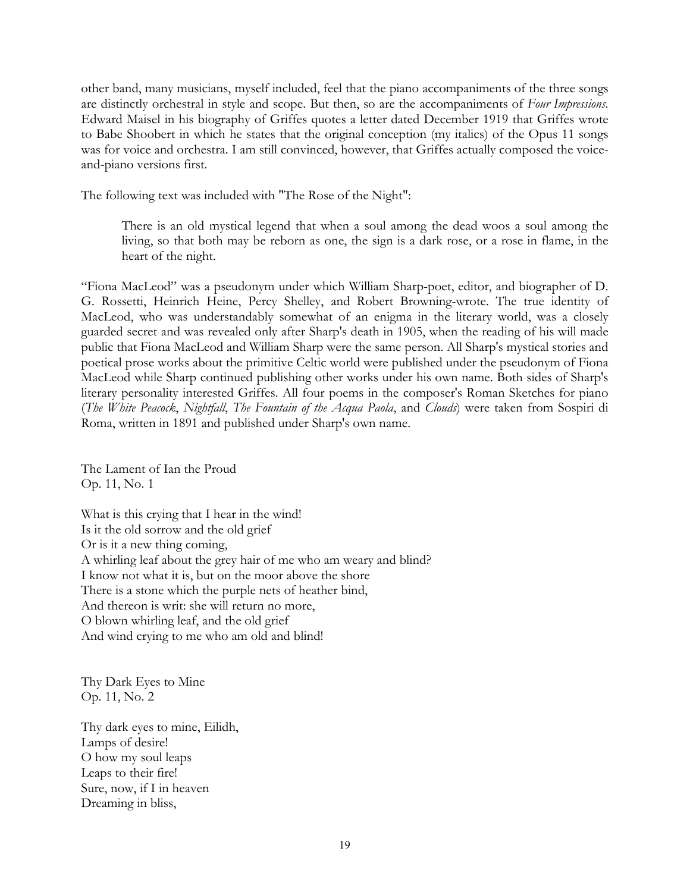other band, many musicians, myself included, feel that the piano accompaniments of the three songs are distinctly orchestral in style and scope. But then, so are the accompaniments of *Four Impressions*. Edward Maisel in his biography of Griffes quotes a letter dated December 1919 that Griffes wrote to Babe Shoobert in which he states that the original conception (my italics) of the Opus 11 songs was for voice and orchestra. I am still convinced, however, that Griffes actually composed the voice-and-piano versions first.

The following text was included with "The Rose of the Night":

> There is an old mystical legend that when a soul among the dead woos a soul among the living, so that both may be reborn as one, the sign is a dark rose, or a rose in flame, in the heart of the night.

"Fiona MacLeod" was a pseudonym under which William Sharp-poet, editor, and biographer of D. G. Rossetti, Heinrich Heine, Percy Shelley, and Robert Browning-wrote. The true identity of MacLeod, who was understandably somewhat of an enigma in the literary world, was a closely guarded secret and was revealed only after Sharp's death in 1905, when the reading of his will made public that Fiona MacLeod and William Sharp were the same person. All Sharp's mystical stories and poetical prose works about the primitive Celtic world were published under the pseudonym of Fiona MacLeod while Sharp continued publishing other works under his own name. Both sides of Sharp's literary personality interested Griffes. All four poems in the composer's Roman Sketches for piano (*The White Peacock*, *Nightfall*, *The Fountain of the Acqua Paola*, and *Clouds*) were taken from Sospiri di Roma, written in 1891 and published under Sharp's own name.

The Lament of Ian the Proud
Op. 11, No. 1

What is this crying that I hear in the wind!
Is it the old sorrow and the old grief
Or is it a new thing coming,
A whirling leaf about the grey hair of me who am weary and blind?
I know not what it is, but on the moor above the shore
There is a stone which the purple nets of heather bind,
And thereon is writ: she will return no more,
O blown whirling leaf, and the old grief
And wind crying to me who am old and blind!

Thy Dark Eyes to Mine
Op. 11, No. 2

Thy dark eyes to mine, Eilidh,
Lamps of desire!
O how my soul leaps
Leaps to their fire!
Sure, now, if I in heaven
Dreaming in bliss,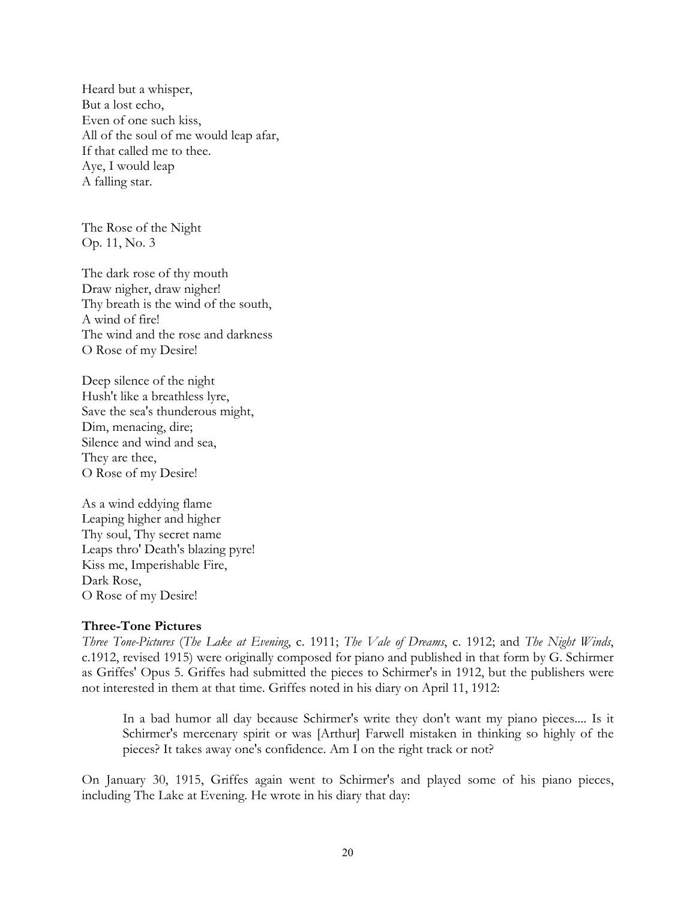Heard but a whisper,
But a lost echo,
Even of one such kiss,
All of the soul of me would leap afar,
If that called me to thee.
Aye, I would leap
A falling star.

The Rose of the Night
Op. 11, No. 3

The dark rose of thy mouth
Draw nigher, draw nigher!
Thy breath is the wind of the south,
A wind of fire!
The wind and the rose and darkness
O Rose of my Desire!

Deep silence of the night
Hush't like a breathless lyre,
Save the sea's thunderous might,
Dim, menacing, dire;
Silence and wind and sea,
They are thee,
O Rose of my Desire!

As a wind eddying flame
Leaping higher and higher
Thy soul, Thy secret name
Leaps thro' Death's blazing pyre!
Kiss me, Imperishable Fire,
Dark Rose,
O Rose of my Desire!

**Three-Tone Pictures**

*Three Tone-Pictures* (*The Lake at Evening*, c. 1911; *The Vale of Dreams*, c. 1912; and *The Night Winds*, c.1912, revised 1915) were originally composed for piano and published in that form by G. Schirmer as Griffes' Opus 5. Griffes had submitted the pieces to Schirmer's in 1912, but the publishers were not interested in them at that time. Griffes noted in his diary on April 11, 1912:

> In a bad humor all day because Schirmer's write they don't want my piano pieces.... Is it Schirmer's mercenary spirit or was [Arthur] Farwell mistaken in thinking so highly of the pieces? It takes away one's confidence. Am I on the right track or not?

On January 30, 1915, Griffes again went to Schirmer's and played some of his piano pieces, including The Lake at Evening. He wrote in his diary that day: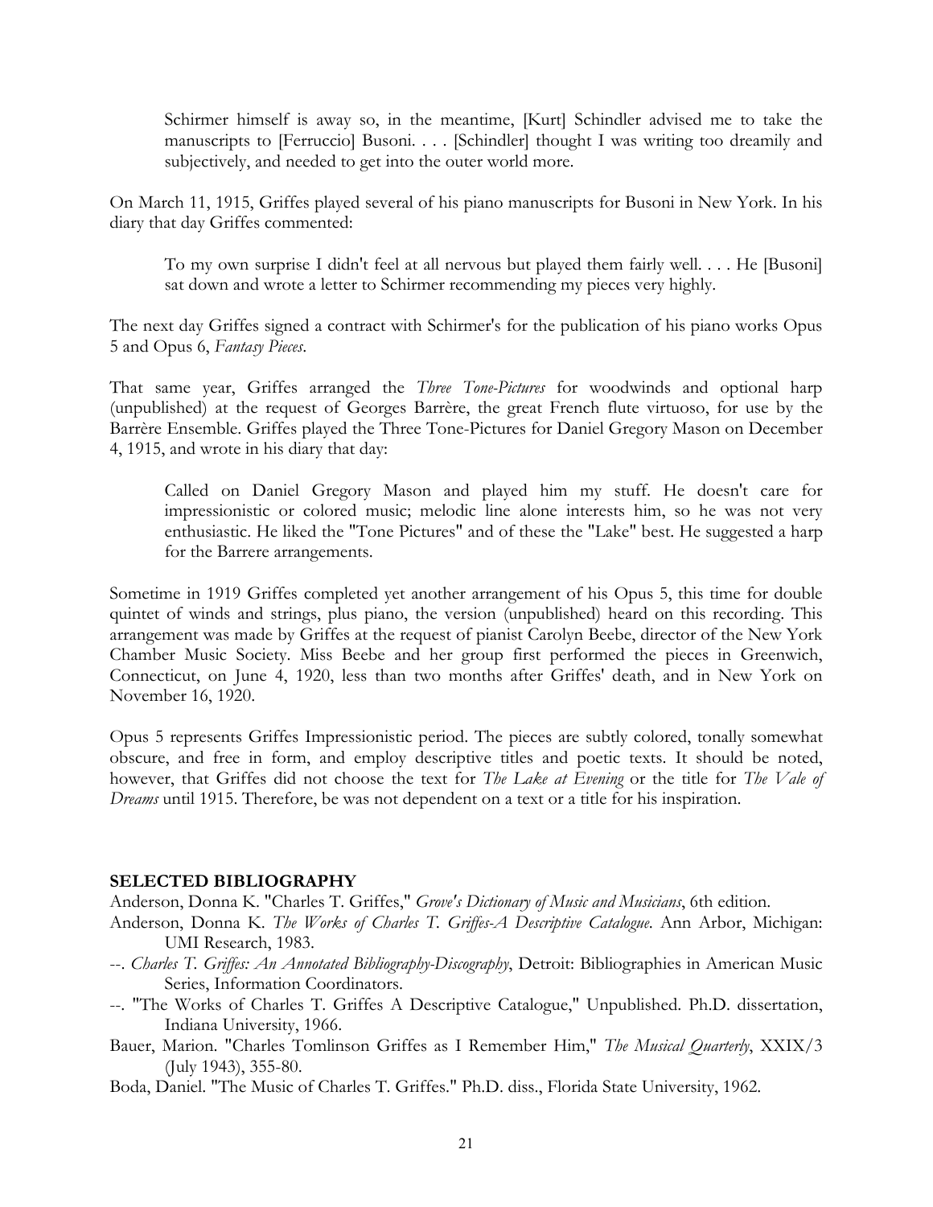> Schirmer himself is away so, in the meantime, [Kurt] Schindler advised me to take the manuscripts to [Ferruccio] Busoni. . . . [Schindler] thought I was writing too dreamily and subjectively, and needed to get into the outer world more.

On March 11, 1915, Griffes played several of his piano manuscripts for Busoni in New York. In his diary that day Griffes commented:

> To my own surprise I didn't feel at all nervous but played them fairly well. . . . He [Busoni] sat down and wrote a letter to Schirmer recommending my pieces very highly.

The next day Griffes signed a contract with Schirmer's for the publication of his piano works Opus 5 and Opus 6, *Fantasy Pieces*.

That same year, Griffes arranged the *Three Tone-Pictures* for woodwinds and optional harp (unpublished) at the request of Georges Barrère, the great French flute virtuoso, for use by the Barrère Ensemble. Griffes played the Three Tone-Pictures for Daniel Gregory Mason on December 4, 1915, and wrote in his diary that day:

> Called on Daniel Gregory Mason and played him my stuff. He doesn't care for impressionistic or colored music; melodic line alone interests him, so he was not very enthusiastic. He liked the "Tone Pictures" and of these the "Lake" best. He suggested a harp for the Barrere arrangements.

Sometime in 1919 Griffes completed yet another arrangement of his Opus 5, this time for double quintet of winds and strings, plus piano, the version (unpublished) heard on this recording. This arrangement was made by Griffes at the request of pianist Carolyn Beebe, director of the New York Chamber Music Society. Miss Beebe and her group first performed the pieces in Greenwich, Connecticut, on June 4, 1920, less than two months after Griffes' death, and in New York on November 16, 1920.

Opus 5 represents Griffes Impressionistic period. The pieces are subtly colored, tonally somewhat obscure, and free in form, and employ descriptive titles and poetic texts. It should be noted, however, that Griffes did not choose the text for *The Lake at Evening* or the title for *The Vale of Dreams* until 1915. Therefore, be was not dependent on a text or a title for his inspiration.

## SELECTED BIBLIOGRAPHY

Anderson, Donna K. "Charles T. Griffes," *Grove's Dictionary of Music and Musicians*, 6th edition.

Anderson, Donna K. *The Works of Charles T. Griffes-A Descriptive Catalogue*. Ann Arbor, Michigan: UMI Research, 1983.

--. *Charles T. Griffes: An Annotated Bibliography-Discography*, Detroit: Bibliographies in American Music Series, Information Coordinators.

--. "The Works of Charles T. Griffes A Descriptive Catalogue," Unpublished. Ph.D. dissertation, Indiana University, 1966.

Bauer, Marion. "Charles Tomlinson Griffes as I Remember Him," *The Musical Quarterly*, XXIX/3 (July 1943), 355-80.

Boda, Daniel. "The Music of Charles T. Griffes." Ph.D. diss., Florida State University, 1962.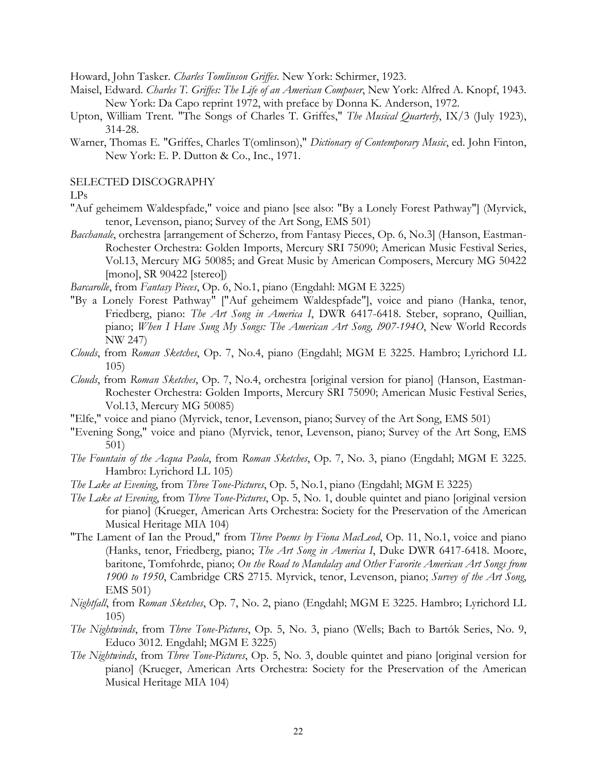Howard, John Tasker. *Charles Tomlinson Griffes*. New York: Schirmer, 1923.

Maisel, Edward. *Charles T. Griffes: The Life of an American Composer*, New York: Alfred A. Knopf, 1943. New York: Da Capo reprint 1972, with preface by Donna K. Anderson, 1972.

Upton, William Trent. "The Songs of Charles T. Griffes," *The Musical Quarterly*, IX/3 (July 1923), 314-28.

Warner, Thomas E. "Griffes, Charles T(omlinson)," *Dictionary of Contemporary Music*, ed. John Finton, New York: E. P. Dutton & Co., Inc., 1971.

## SELECTED DISCOGRAPHY

### LPs

"Auf geheimem Waldespfade," voice and piano [see also: "By a Lonely Forest Pathway"] (Myrvick, tenor, Levenson, piano; Survey of the Art Song, EMS 501)

*Bacchanale*, orchestra [arrangement of Scherzo, from Fantasy Pieces, Op. 6, No.3] (Hanson, Eastman-Rochester Orchestra: Golden Imports, Mercury SRI 75090; American Music Festival Series, Vol.13, Mercury MG 50085; and Great Music by American Composers, Mercury MG 50422 [mono], SR 90422 [stereo])

*Barcarolle*, from *Fantasy Pieces*, Op. 6, No.1, piano (Engdahl: MGM E 3225)

"By a Lonely Forest Pathway" ["Auf geheimem Waldespfade"], voice and piano (Hanka, tenor, Friedberg, piano: *The Art Song in America I*, DWR 6417-6418. Steber, soprano, Quillian, piano; *When I Have Sung My Songs: The American Art Song, l907-194O*, New World Records NW 247)

*Clouds*, from *Roman Sketches*, Op. 7, No.4, piano (Engdahl; MGM E 3225. Hambro; Lyrichord LL 105)

*Clouds*, from *Roman Sketches*, Op. 7, No.4, orchestra [original version for piano] (Hanson, Eastman-Rochester Orchestra: Golden Imports, Mercury SRI 75090; American Music Festival Series, Vol.13, Mercury MG 50085)

"Elfe," voice and piano (Myrvick, tenor, Levenson, piano; Survey of the Art Song, EMS 501)

"Evening Song," voice and piano (Myrvick, tenor, Levenson, piano; Survey of the Art Song, EMS 501)

*The Fountain of the Acqua Paola*, from *Roman Sketches*, Op. 7, No. 3, piano (Engdahl; MGM E 3225. Hambro: Lyrichord LL 105)

*The Lake at Evening*, from *Three Tone-Pictures*, Op. 5, No.1, piano (Engdahl; MGM E 3225)

*The Lake at Evening*, from *Three Tone-Pictures*, Op. 5, No. 1, double quintet and piano [original version for piano] (Krueger, American Arts Orchestra: Society for the Preservation of the American Musical Heritage MIA 104)

"The Lament of Ian the Proud," from *Three Poems by Fiona MacLeod*, Op. 11, No.1, voice and piano (Hanks, tenor, Friedberg, piano; *The Art Song in America I*, Duke DWR 6417-6418. Moore, baritone, Tomfohrde, piano; *On the Road to Mandalay and Other Favorite American Art Songs from 1900 to 1950*, Cambridge CRS 2715. Myrvick, tenor, Levenson, piano; *Survey of the Art Song*, EMS 501)

*Nightfall*, from *Roman Sketches*, Op. 7, No. 2, piano (Engdahl; MGM E 3225. Hambro; Lyrichord LL 105)

*The Nightwinds*, from *Three Tone-Pictures*, Op. 5, No. 3, piano (Wells; Bach to Bartók Series, No. 9, Educo 3012. Engdahl; MGM E 3225)

*The Nightwinds*, from *Three Tone-Pictures*, Op. 5, No. 3, double quintet and piano [original version for piano] (Krueger, American Arts Orchestra: Society for the Preservation of the American Musical Heritage MIA 104)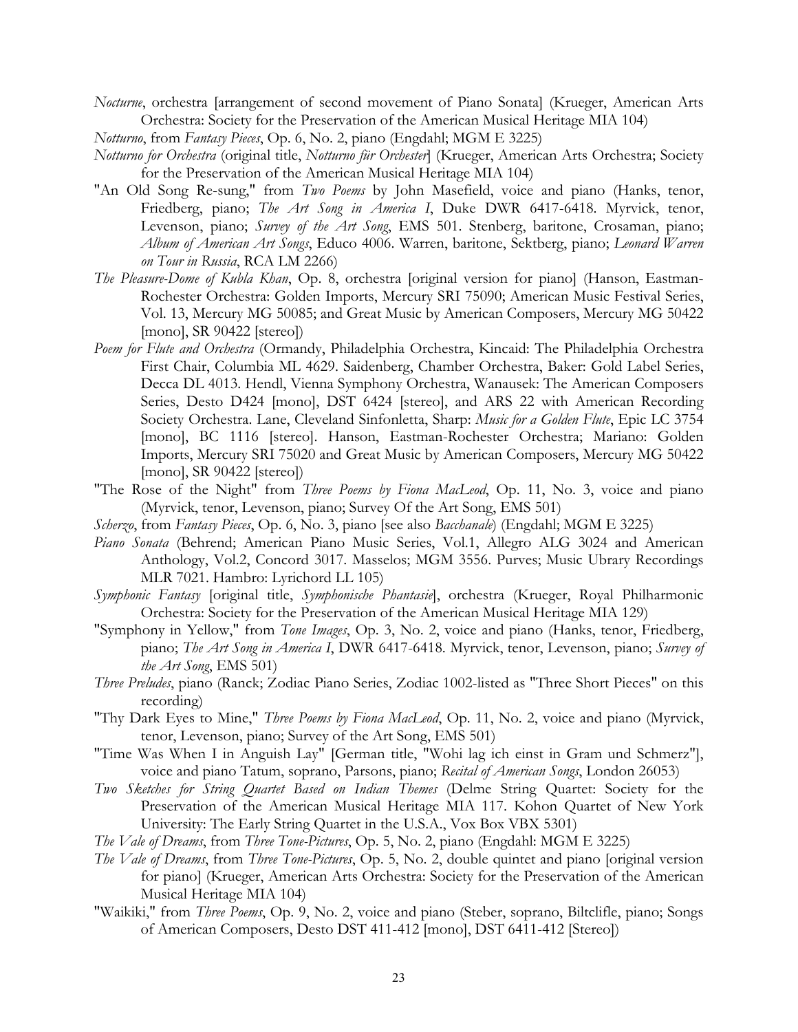*Nocturne*, orchestra [arrangement of second movement of Piano Sonata] (Krueger, American Arts Orchestra: Society for the Preservation of the American Musical Heritage MIA 104)

*Notturno*, from *Fantasy Pieces*, Op. 6, No. 2, piano (Engdahl; MGM E 3225)

*Notturno for Orchestra* (original title, *Notturno für Orchester*] (Krueger, American Arts Orchestra; Society for the Preservation of the American Musical Heritage MIA 104)

"An Old Song Re-sung," from *Two Poems* by John Masefield, voice and piano (Hanks, tenor, Friedberg, piano; *The Art Song in America I*, Duke DWR 6417-6418. Myrvick, tenor, Levenson, piano; *Survey of the Art Song*, EMS 501. Stenberg, baritone, Crosaman, piano; *Album of American Art Songs*, Educo 4006. Warren, baritone, Sektberg, piano; *Leonard Warren on Tour in Russia*, RCA LM 2266)

*The Pleasure-Dome of Kubla Khan*, Op. 8, orchestra [original version for piano] (Hanson, Eastman-Rochester Orchestra: Golden Imports, Mercury SRI 75090; American Music Festival Series, Vol. 13, Mercury MG 50085; and Great Music by American Composers, Mercury MG 50422 [mono], SR 90422 [stereo])

*Poem for Flute and Orchestra* (Ormandy, Philadelphia Orchestra, Kincaid: The Philadelphia Orchestra First Chair, Columbia ML 4629. Saidenberg, Chamber Orchestra, Baker: Gold Label Series, Decca DL 4013. Hendl, Vienna Symphony Orchestra, Wanausek: The American Composers Series, Desto D424 [mono], DST 6424 [stereo], and ARS 22 with American Recording Society Orchestra. Lane, Cleveland Sinfonletta, Sharp: *Music for a Golden Flute*, Epic LC 3754 [mono], BC 1116 [stereo]. Hanson, Eastman-Rochester Orchestra; Mariano: Golden Imports, Mercury SRI 75020 and Great Music by American Composers, Mercury MG 50422 [mono], SR 90422 [stereo])

"The Rose of the Night" from *Three Poems by Fiona MacLeod*, Op. 11, No. 3, voice and piano (Myrvick, tenor, Levenson, piano; Survey Of the Art Song, EMS 501)

*Scherzo*, from *Fantasy Pieces*, Op. 6, No. 3, piano [see also *Bacchanale*) (Engdahl; MGM E 3225)

*Piano Sonata* (Behrend; American Piano Music Series, Vol.1, Allegro ALG 3024 and American Anthology, Vol.2, Concord 3017. Masselos; MGM 3556. Purves; Music Ubrary Recordings MLR 7021. Hambro: Lyrichord LL 105)

*Symphonic Fantasy* [original title, *Symphonische Phantasie*], orchestra (Krueger, Royal Philharmonic Orchestra: Society for the Preservation of the American Musical Heritage MIA 129)

"Symphony in Yellow," from *Tone Images*, Op. 3, No. 2, voice and piano (Hanks, tenor, Friedberg, piano; *The Art Song in America I*, DWR 6417-6418. Myrvick, tenor, Levenson, piano; *Survey of the Art Song*, EMS 501)

*Three Preludes*, piano (Ranck; Zodiac Piano Series, Zodiac 1002-listed as "Three Short Pieces" on this recording)

"Thy Dark Eyes to Mine," *Three Poems by Fiona MacLeod*, Op. 11, No. 2, voice and piano (Myrvick, tenor, Levenson, piano; Survey of the Art Song, EMS 501)

"Time Was When I in Anguish Lay" [German title, "Wohi lag ich einst in Gram und Schmerz"], voice and piano Tatum, soprano, Parsons, piano; *Recital of American Songs*, London 26053)

*Two Sketches for String Quartet Based on Indian Themes* (Delme String Quartet: Society for the Preservation of the American Musical Heritage MIA 117. Kohon Quartet of New York University: The Early String Quartet in the U.S.A., Vox Box VBX 5301)

*The Vale of Dreams*, from *Three Tone-Pictures*, Op. 5, No. 2, piano (Engdahl: MGM E 3225)

*The Vale of Dreams*, from *Three Tone-Pictures*, Op. 5, No. 2, double quintet and piano [original version for piano] (Krueger, American Arts Orchestra: Society for the Preservation of the American Musical Heritage MIA 104)

"Waikiki," from *Three Poems*, Op. 9, No. 2, voice and piano (Steber, soprano, Biltclifle, piano; Songs of American Composers, Desto DST 411-412 [mono], DST 6411-412 [Stereo])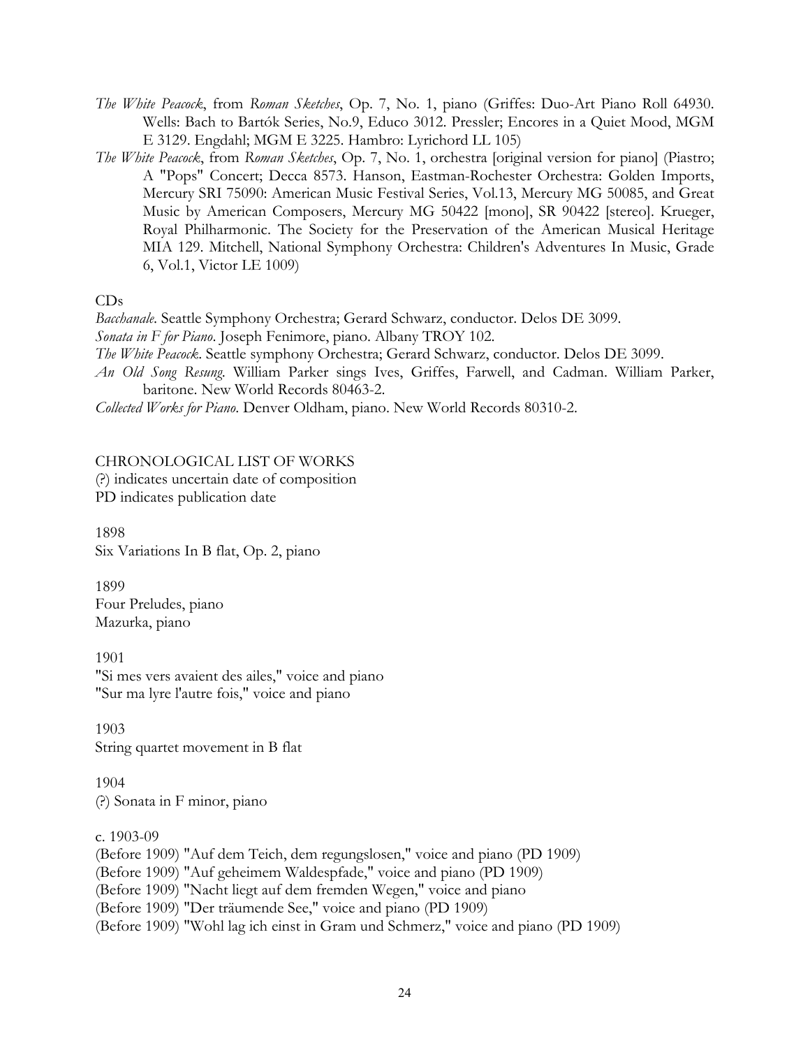*The White Peacock*, from *Roman Sketches*, Op. 7, No. 1, piano (Griffes: Duo-Art Piano Roll 64930. Wells: Bach to Bartók Series, No.9, Educo 3012. Pressler; Encores in a Quiet Mood, MGM E 3129. Engdahl; MGM E 3225. Hambro: Lyrichord LL 105)

*The White Peacock*, from *Roman Sketches*, Op. 7, No. 1, orchestra [original version for piano] (Piastro; A "Pops" Concert; Decca 8573. Hanson, Eastman-Rochester Orchestra: Golden Imports, Mercury SRI 75090: American Music Festival Series, Vol.13, Mercury MG 50085, and Great Music by American Composers, Mercury MG 50422 [mono], SR 90422 [stereo]. Krueger, Royal Philharmonic. The Society for the Preservation of the American Musical Heritage MIA 129. Mitchell, National Symphony Orchestra: Children's Adventures In Music, Grade 6, Vol.1, Victor LE 1009)

CDs

*Bacchanale*. Seattle Symphony Orchestra; Gerard Schwarz, conductor. Delos DE 3099.

*Sonata in F for Piano*. Joseph Fenimore, piano. Albany TROY 102.

*The White Peacock*. Seattle symphony Orchestra; Gerard Schwarz, conductor. Delos DE 3099.

*An Old Song Resung*. William Parker sings Ives, Griffes, Farwell, and Cadman. William Parker, baritone. New World Records 80463-2.

*Collected Works for Piano*. Denver Oldham, piano. New World Records 80310-2.

CHRONOLOGICAL LIST OF WORKS

(?) indicates uncertain date of composition

PD indicates publication date

1898

Six Variations In B flat, Op. 2, piano

1899

Four Preludes, piano

Mazurka, piano

1901

"Si mes vers avaient des ailes," voice and piano

"Sur ma lyre l'autre fois," voice and piano

1903

String quartet movement in B flat

1904

(?) Sonata in F minor, piano

c. 1903-09

(Before 1909) "Auf dem Teich, dem regungslosen," voice and piano (PD 1909)

(Before 1909) "Auf geheimem Waldespfade," voice and piano (PD 1909)

(Before 1909) "Nacht liegt auf dem fremden Wegen," voice and piano

(Before 1909) "Der träumende See," voice and piano (PD 1909)

(Before 1909) "Wohl lag ich einst in Gram und Schmerz," voice and piano (PD 1909)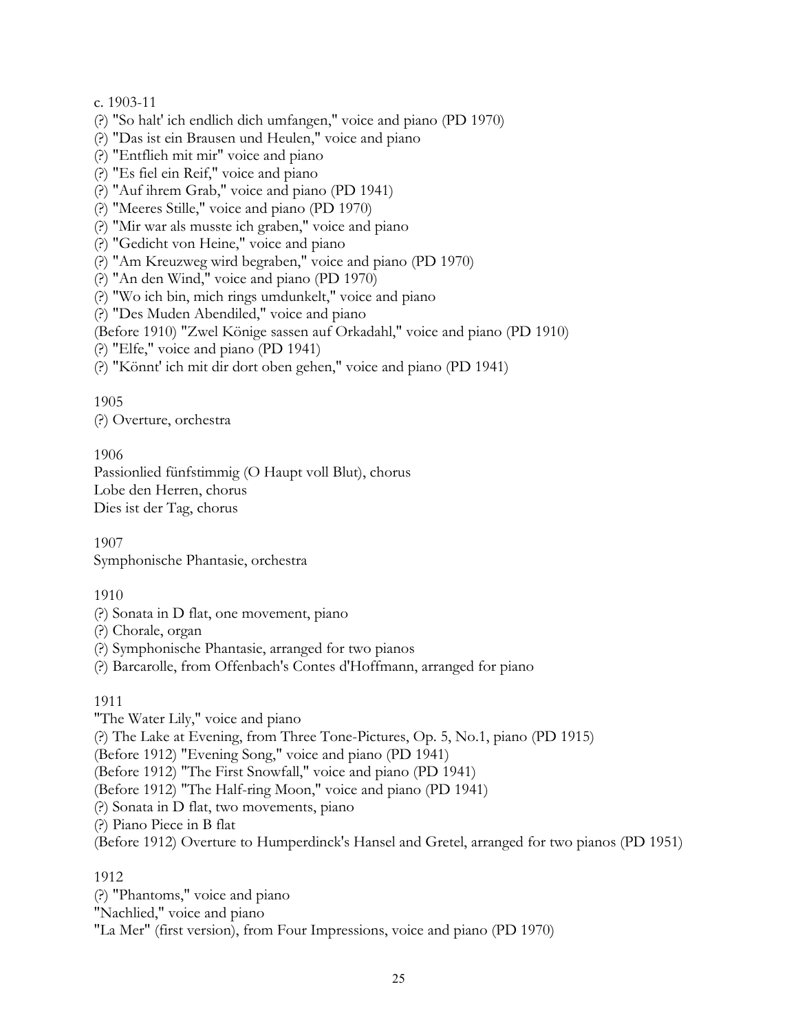c. 1903-11

(?) "So halt' ich endlich dich umfangen," voice and piano (PD 1970)
(?) "Das ist ein Brausen und Heulen," voice and piano
(?) "Entflieh mit mir" voice and piano
(?) "Es fiel ein Reif," voice and piano
(?) "Auf ihrem Grab," voice and piano (PD 1941)
(?) "Meeres Stille," voice and piano (PD 1970)
(?) "Mir war als musste ich graben," voice and piano
(?) "Gedicht von Heine," voice and piano
(?) "Am Kreuzweg wird begraben," voice and piano (PD 1970)
(?) "An den Wind," voice and piano (PD 1970)
(?) "Wo ich bin, mich rings umdunkelt," voice and piano
(?) "Des Muden Abendiled," voice and piano
(Before 1910) "Zwel Könige sassen auf Orkadahl," voice and piano (PD 1910)
(?) "Elfe," voice and piano (PD 1941)
(?) "Könnt' ich mit dir dort oben gehen," voice and piano (PD 1941)

1905

(?) Overture, orchestra

1906

Passionlied fünfstimmig (O Haupt voll Blut), chorus
Lobe den Herren, chorus
Dies ist der Tag, chorus

1907

Symphonische Phantasie, orchestra

1910

(?) Sonata in D flat, one movement, piano
(?) Chorale, organ
(?) Symphonische Phantasie, arranged for two pianos
(?) Barcarolle, from Offenbach's Contes d'Hoffmann, arranged for piano

1911

"The Water Lily," voice and piano
(?) The Lake at Evening, from Three Tone-Pictures, Op. 5, No.1, piano (PD 1915)
(Before 1912) "Evening Song," voice and piano (PD 1941)
(Before 1912) "The First Snowfall," voice and piano (PD 1941)
(Before 1912) "The Half-ring Moon," voice and piano (PD 1941)
(?) Sonata in D flat, two movements, piano
(?) Piano Piece in B flat
(Before 1912) Overture to Humperdinck's Hansel and Gretel, arranged for two pianos (PD 1951)

1912

(?) "Phantoms," voice and piano
"Nachlied," voice and piano
"La Mer" (first version), from Four Impressions, voice and piano (PD 1970)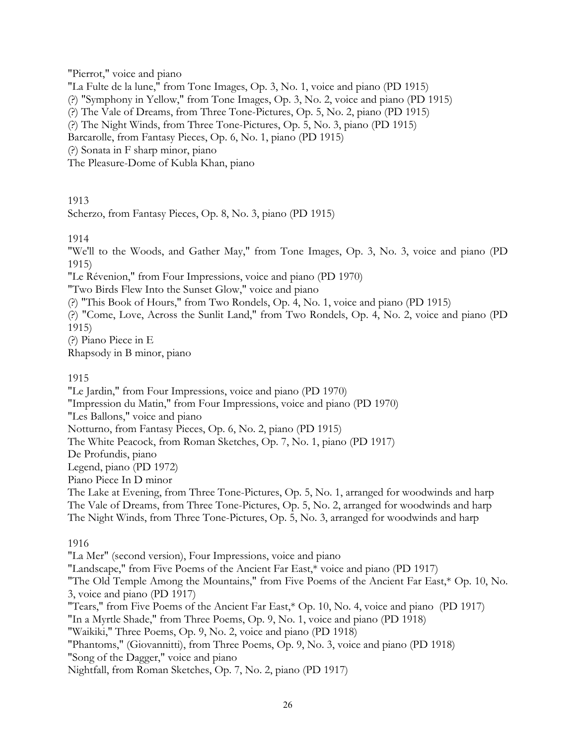"Pierrot," voice and piano
"La Fulte de la lune," from Tone Images, Op. 3, No. 1, voice and piano (PD 1915)
(?) "Symphony in Yellow," from Tone Images, Op. 3, No. 2, voice and piano (PD 1915)
(?) The Vale of Dreams, from Three Tone-Pictures, Op. 5, No. 2, piano (PD 1915)
(?) The Night Winds, from Three Tone-Pictures, Op. 5, No. 3, piano (PD 1915)
Barcarolle, from Fantasy Pieces, Op. 6, No. 1, piano (PD 1915)
(?) Sonata in F sharp minor, piano
The Pleasure-Dome of Kubla Khan, piano

1913
Scherzo, from Fantasy Pieces, Op. 8, No. 3, piano (PD 1915)

1914
"We'll to the Woods, and Gather May," from Tone Images, Op. 3, No. 3, voice and piano (PD 1915)
"Le Révenion," from Four Impressions, voice and piano (PD 1970)
"Two Birds Flew Into the Sunset Glow," voice and piano
(?) "This Book of Hours," from Two Rondels, Op. 4, No. 1, voice and piano (PD 1915)
(?) "Come, Love, Across the Sunlit Land," from Two Rondels, Op. 4, No. 2, voice and piano (PD 1915)
(?) Piano Piece in E
Rhapsody in B minor, piano

1915
"Le Jardin," from Four Impressions, voice and piano (PD 1970)
"Impression du Matin," from Four Impressions, voice and piano (PD 1970)
"Les Ballons," voice and piano
Notturno, from Fantasy Pieces, Op. 6, No. 2, piano (PD 1915)
The White Peacock, from Roman Sketches, Op. 7, No. 1, piano (PD 1917)
De Profundis, piano
Legend, piano (PD 1972)
Piano Piece In D minor
The Lake at Evening, from Three Tone-Pictures, Op. 5, No. 1, arranged for woodwinds and harp
The Vale of Dreams, from Three Tone-Pictures, Op. 5, No. 2, arranged for woodwinds and harp
The Night Winds, from Three Tone-Pictures, Op. 5, No. 3, arranged for woodwinds and harp

1916
"La Mer" (second version), Four Impressions, voice and piano
"Landscape," from Five Poems of the Ancient Far East,* voice and piano (PD 1917)
"The Old Temple Among the Mountains," from Five Poems of the Ancient Far East,* Op. 10, No. 3, voice and piano (PD 1917)
"Tears," from Five Poems of the Ancient Far East,* Op. 10, No. 4, voice and piano (PD 1917)
"In a Myrtle Shade," from Three Poems, Op. 9, No. 1, voice and piano (PD 1918)
"Waikiki," Three Poems, Op. 9, No. 2, voice and piano (PD 1918)
"Phantoms," (Giovannitti), from Three Poems, Op. 9, No. 3, voice and piano (PD 1918)
"Song of the Dagger," voice and piano
Nightfall, from Roman Sketches, Op. 7, No. 2, piano (PD 1917)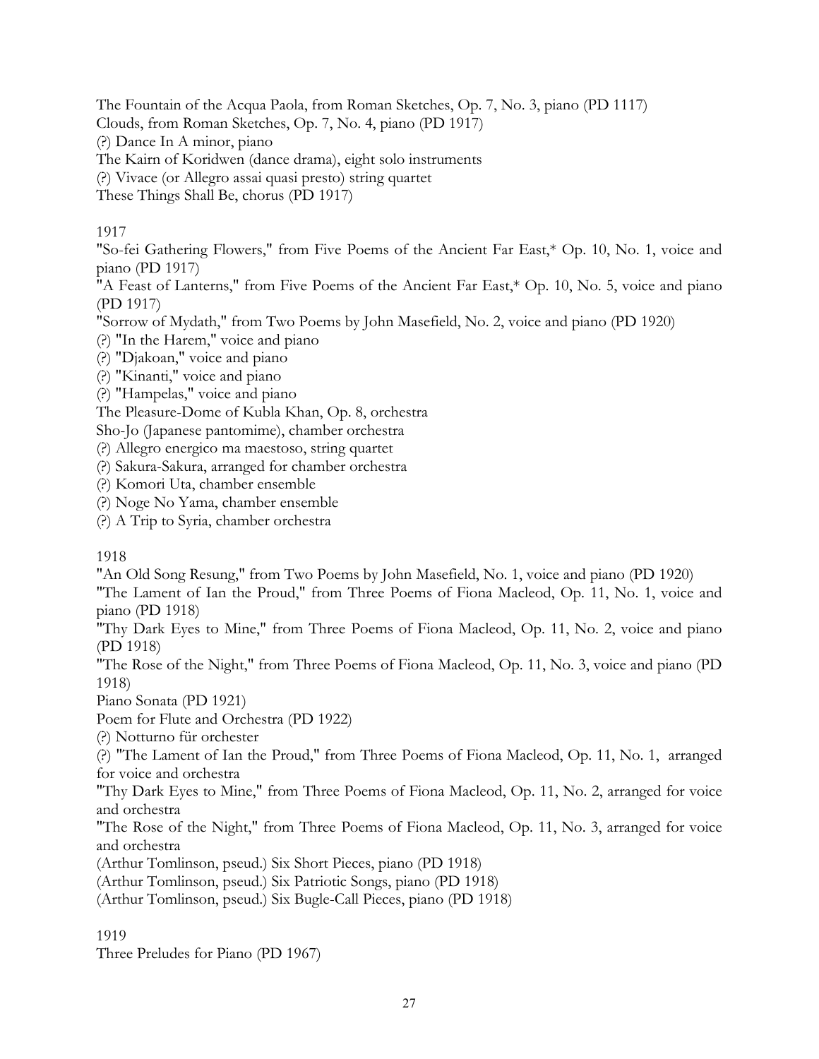The Fountain of the Acqua Paola, from Roman Sketches, Op. 7, No. 3, piano (PD 1117)
Clouds, from Roman Sketches, Op. 7, No. 4, piano (PD 1917)
(?) Dance In A minor, piano
The Kairn of Koridwen (dance drama), eight solo instruments
(?) Vivace (or Allegro assai quasi presto) string quartet
These Things Shall Be, chorus (PD 1917)

1917
"So-fei Gathering Flowers," from Five Poems of the Ancient Far East,* Op. 10, No. 1, voice and piano (PD 1917)
"A Feast of Lanterns," from Five Poems of the Ancient Far East,* Op. 10, No. 5, voice and piano (PD 1917)
"Sorrow of Mydath," from Two Poems by John Masefield, No. 2, voice and piano (PD 1920)
(?) "In the Harem," voice and piano
(?) "Djakoan," voice and piano
(?) "Kinanti," voice and piano
(?) "Hampelas," voice and piano
The Pleasure-Dome of Kubla Khan, Op. 8, orchestra
Sho-Jo (Japanese pantomime), chamber orchestra
(?) Allegro energico ma maestoso, string quartet
(?) Sakura-Sakura, arranged for chamber orchestra
(?) Komori Uta, chamber ensemble
(?) Noge No Yama, chamber ensemble
(?) A Trip to Syria, chamber orchestra

1918
"An Old Song Resung," from Two Poems by John Masefield, No. 1, voice and piano (PD 1920)
"The Lament of Ian the Proud," from Three Poems of Fiona Macleod, Op. 11, No. 1, voice and piano (PD 1918)
"Thy Dark Eyes to Mine," from Three Poems of Fiona Macleod, Op. 11, No. 2, voice and piano (PD 1918)
"The Rose of the Night," from Three Poems of Fiona Macleod, Op. 11, No. 3, voice and piano (PD 1918)
Piano Sonata (PD 1921)
Poem for Flute and Orchestra (PD 1922)
(?) Notturno für orchester
(?) "The Lament of Ian the Proud," from Three Poems of Fiona Macleod, Op. 11, No. 1, arranged for voice and orchestra
"Thy Dark Eyes to Mine," from Three Poems of Fiona Macleod, Op. 11, No. 2, arranged for voice and orchestra
"The Rose of the Night," from Three Poems of Fiona Macleod, Op. 11, No. 3, arranged for voice and orchestra
(Arthur Tomlinson, pseud.) Six Short Pieces, piano (PD 1918)
(Arthur Tomlinson, pseud.) Six Patriotic Songs, piano (PD 1918)
(Arthur Tomlinson, pseud.) Six Bugle-Call Pieces, piano (PD 1918)

1919
Three Preludes for Piano (PD 1967)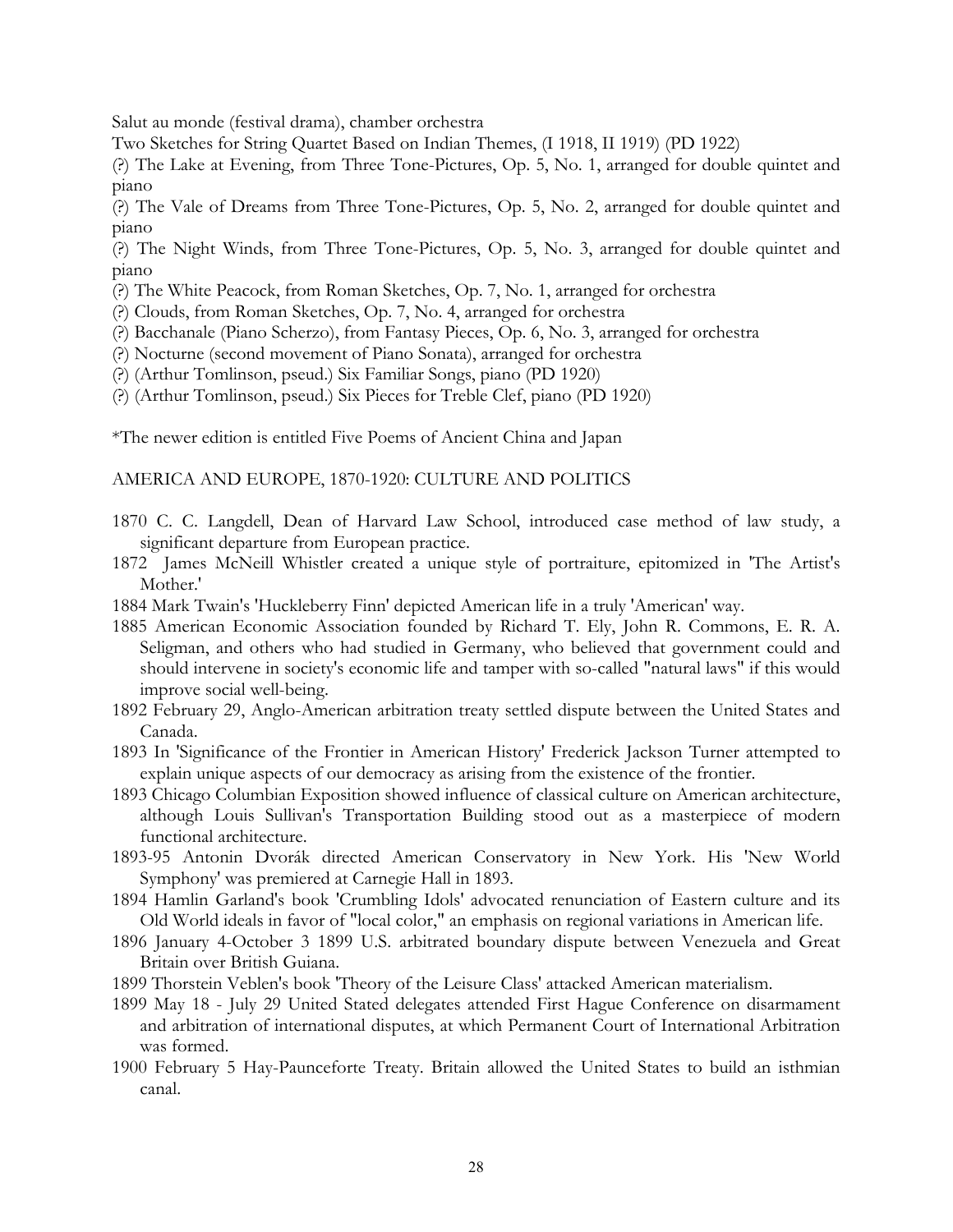Salut au monde (festival drama), chamber orchestra

Two Sketches for String Quartet Based on Indian Themes, (I 1918, II 1919) (PD 1922)

(?) The Lake at Evening, from Three Tone-Pictures, Op. 5, No. 1, arranged for double quintet and piano

(?) The Vale of Dreams from Three Tone-Pictures, Op. 5, No. 2, arranged for double quintet and piano

(?) The Night Winds, from Three Tone-Pictures, Op. 5, No. 3, arranged for double quintet and piano

(?) The White Peacock, from Roman Sketches, Op. 7, No. 1, arranged for orchestra

(?) Clouds, from Roman Sketches, Op. 7, No. 4, arranged for orchestra

(?) Bacchanale (Piano Scherzo), from Fantasy Pieces, Op. 6, No. 3, arranged for orchestra

(?) Nocturne (second movement of Piano Sonata), arranged for orchestra

(?) (Arthur Tomlinson, pseud.) Six Familiar Songs, piano (PD 1920)

(?) (Arthur Tomlinson, pseud.) Six Pieces for Treble Clef, piano (PD 1920)

*The newer edition is entitled Five Poems of Ancient China and Japan

AMERICA AND EUROPE, 1870-1920: CULTURE AND POLITICS

1870 C. C. Langdell, Dean of Harvard Law School, introduced case method of law study, a significant departure from European practice.

1872 James McNeill Whistler created a unique style of portraiture, epitomized in 'The Artist's Mother.'

1884 Mark Twain's 'Huckleberry Finn' depicted American life in a truly 'American' way.

1885 American Economic Association founded by Richard T. Ely, John R. Commons, E. R. A. Seligman, and others who had studied in Germany, who believed that government could and should intervene in society's economic life and tamper with so-called "natural laws" if this would improve social well-being.

1892 February 29, Anglo-American arbitration treaty settled dispute between the United States and Canada.

1893 In 'Significance of the Frontier in American History' Frederick Jackson Turner attempted to explain unique aspects of our democracy as arising from the existence of the frontier.

1893 Chicago Columbian Exposition showed influence of classical culture on American architecture, although Louis Sullivan's Transportation Building stood out as a masterpiece of modern functional architecture.

1893-95 Antonin Dvorák directed American Conservatory in New York. His 'New World Symphony' was premiered at Carnegie Hall in 1893.

1894 Hamlin Garland's book 'Crumbling Idols' advocated renunciation of Eastern culture and its Old World ideals in favor of "local color," an emphasis on regional variations in American life.

1896 January 4-October 3 1899 U.S. arbitrated boundary dispute between Venezuela and Great Britain over British Guiana.

1899 Thorstein Veblen's book 'Theory of the Leisure Class' attacked American materialism.

1899 May 18 - July 29 United Stated delegates attended First Hague Conference on disarmament and arbitration of international disputes, at which Permanent Court of International Arbitration was formed.

1900 February 5 Hay-Paunceforte Treaty. Britain allowed the United States to build an isthmian canal.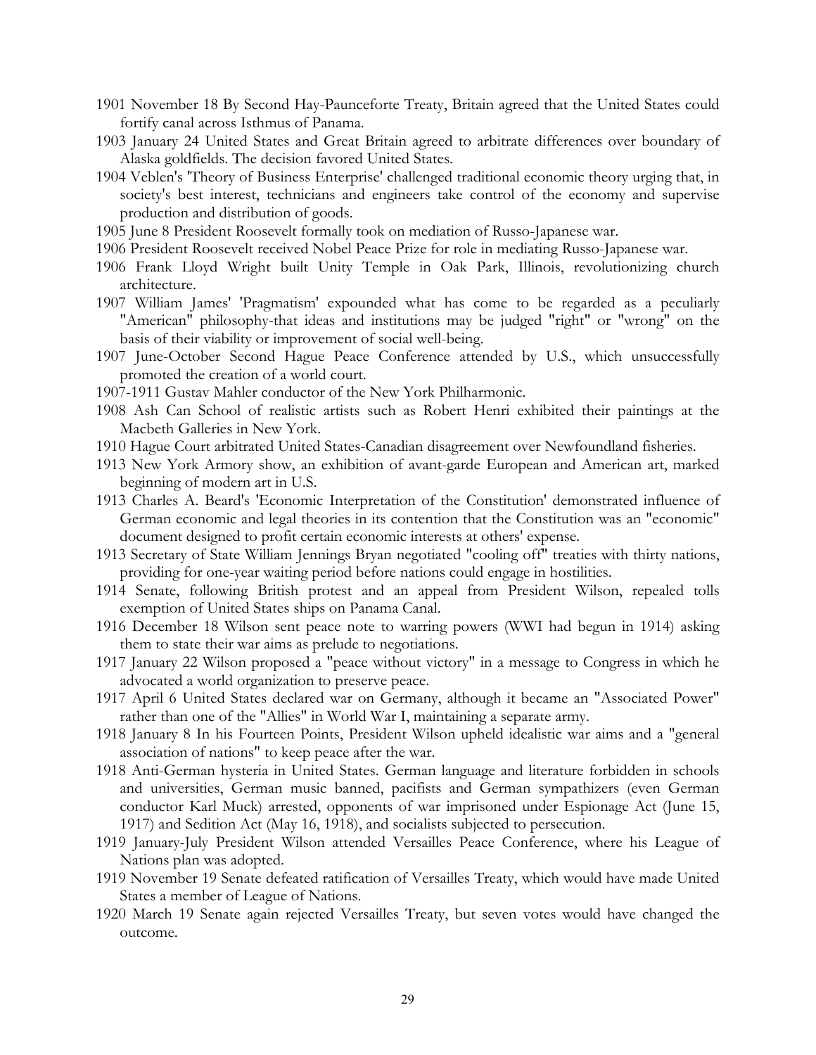1901 November 18 By Second Hay-Paunceforte Treaty, Britain agreed that the United States could fortify canal across Isthmus of Panama.

1903 January 24 United States and Great Britain agreed to arbitrate differences over boundary of Alaska goldfields. The decision favored United States.

1904 Veblen's 'Theory of Business Enterprise' challenged traditional economic theory urging that, in society's best interest, technicians and engineers take control of the economy and supervise production and distribution of goods.

1905 June 8 President Roosevelt formally took on mediation of Russo-Japanese war.

1906 President Roosevelt received Nobel Peace Prize for role in mediating Russo-Japanese war.

1906 Frank Lloyd Wright built Unity Temple in Oak Park, Illinois, revolutionizing church architecture.

1907 William James' 'Pragmatism' expounded what has come to be regarded as a peculiarly "American" philosophy-that ideas and institutions may be judged "right" or "wrong" on the basis of their viability or improvement of social well-being.

1907 June-October Second Hague Peace Conference attended by U.S., which unsuccessfully promoted the creation of a world court.

1907-1911 Gustav Mahler conductor of the New York Philharmonic.

1908 Ash Can School of realistic artists such as Robert Henri exhibited their paintings at the Macbeth Galleries in New York.

1910 Hague Court arbitrated United States-Canadian disagreement over Newfoundland fisheries.

1913 New York Armory show, an exhibition of avant-garde European and American art, marked beginning of modern art in U.S.

1913 Charles A. Beard's 'Economic Interpretation of the Constitution' demonstrated influence of German economic and legal theories in its contention that the Constitution was an "economic" document designed to profit certain economic interests at others' expense.

1913 Secretary of State William Jennings Bryan negotiated "cooling off" treaties with thirty nations, providing for one-year waiting period before nations could engage in hostilities.

1914 Senate, following British protest and an appeal from President Wilson, repealed tolls exemption of United States ships on Panama Canal.

1916 December 18 Wilson sent peace note to warring powers (WWI had begun in 1914) asking them to state their war aims as prelude to negotiations.

1917 January 22 Wilson proposed a "peace without victory" in a message to Congress in which he advocated a world organization to preserve peace.

1917 April 6 United States declared war on Germany, although it became an "Associated Power" rather than one of the "Allies" in World War I, maintaining a separate army.

1918 January 8 In his Fourteen Points, President Wilson upheld idealistic war aims and a "general association of nations" to keep peace after the war.

1918 Anti-German hysteria in United States. German language and literature forbidden in schools and universities, German music banned, pacifists and German sympathizers (even German conductor Karl Muck) arrested, opponents of war imprisoned under Espionage Act (June 15, 1917) and Sedition Act (May 16, 1918), and socialists subjected to persecution.

1919 January-July President Wilson attended Versailles Peace Conference, where his League of Nations plan was adopted.

1919 November 19 Senate defeated ratification of Versailles Treaty, which would have made United States a member of League of Nations.

1920 March 19 Senate again rejected Versailles Treaty, but seven votes would have changed the outcome.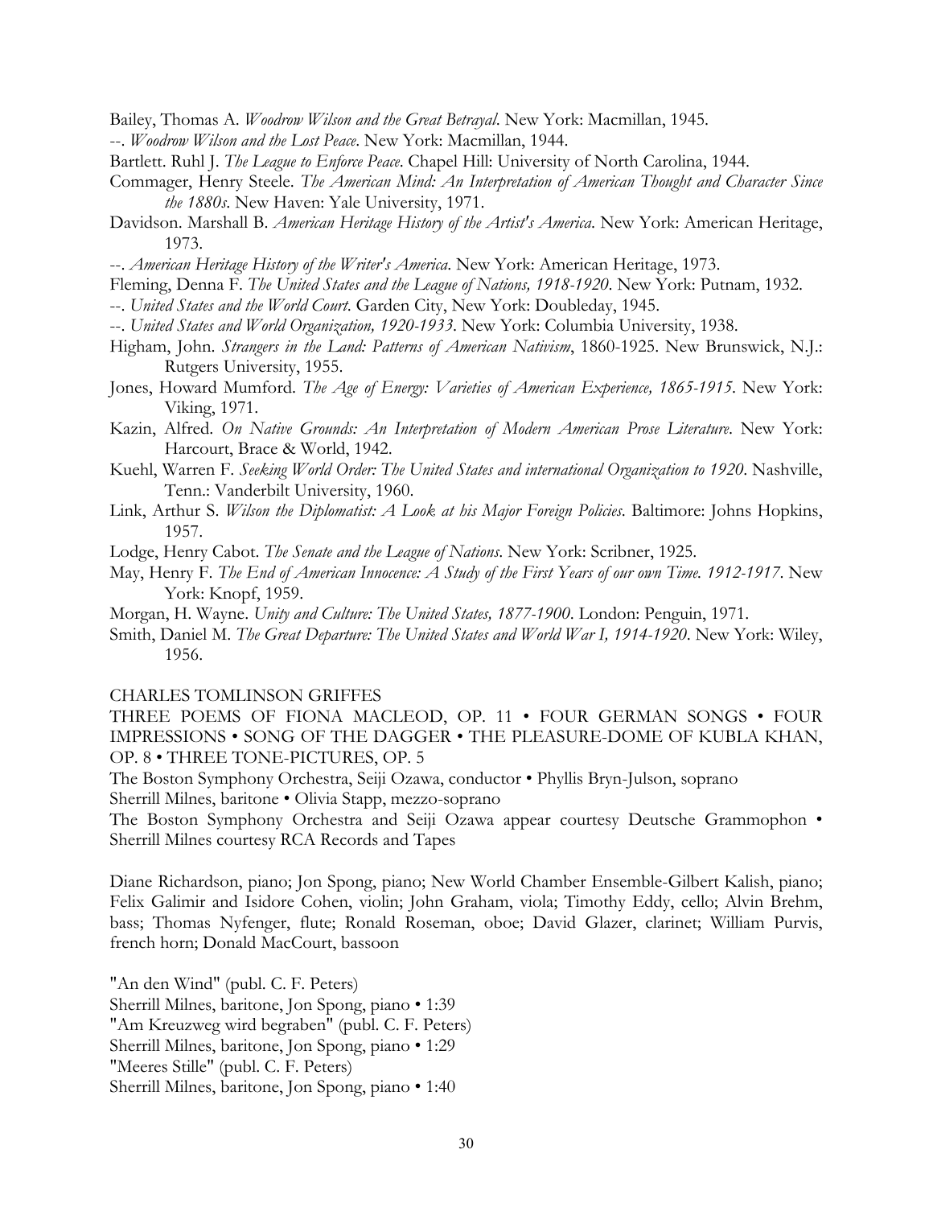Bailey, Thomas A. *Woodrow Wilson and the Great Betrayal*. New York: Macmillan, 1945.

--. *Woodrow Wilson and the Lost Peace*. New York: Macmillan, 1944.

Bartlett. Ruhl J. *The League to Enforce Peace*. Chapel Hill: University of North Carolina, 1944.

Commager, Henry Steele. *The American Mind: An Interpretation of American Thought and Character Since the 1880s*. New Haven: Yale University, 1971.

Davidson. Marshall B. *American Heritage History of the Artist's America*. New York: American Heritage, 1973.

--. *American Heritage History of the Writer's America*. New York: American Heritage, 1973.

Fleming, Denna F. *The United States and the League of Nations, 1918-1920*. New York: Putnam, 1932.

--. *United States and the World Court*. Garden City, New York: Doubleday, 1945.

--. *United States and World Organization, 1920-1933*. New York: Columbia University, 1938.

Higham, John. *Strangers in the Land: Patterns of American Nativism*, 1860-1925. New Brunswick, N.J.: Rutgers University, 1955.

Jones, Howard Mumford. *The Age of Energy: Varieties of American Experience, 1865-1915*. New York: Viking, 1971.

Kazin, Alfred. *On Native Grounds: An Interpretation of Modern American Prose Literature*. New York: Harcourt, Brace & World, 1942.

Kuehl, Warren F. *Seeking World Order: The United States and international Organization to 1920*. Nashville, Tenn.: Vanderbilt University, 1960.

Link, Arthur S. *Wilson the Diplomatist: A Look at his Major Foreign Policies*. Baltimore: Johns Hopkins, 1957.

Lodge, Henry Cabot. *The Senate and the League of Nations*. New York: Scribner, 1925.

May, Henry F. *The End of American Innocence: A Study of the First Years of our own Time. 1912-1917*. New York: Knopf, 1959.

Morgan, H. Wayne. *Unity and Culture: The United States, 1877-1900*. London: Penguin, 1971.

Smith, Daniel M. *The Great Departure: The United States and World War I, 1914-1920*. New York: Wiley, 1956.

CHARLES TOMLINSON GRIFFES

THREE POEMS OF FIONA MACLEOD, OP. 11 • FOUR GERMAN SONGS • FOUR IMPRESSIONS • SONG OF THE DAGGER • THE PLEASURE-DOME OF KUBLA KHAN, OP. 8 • THREE TONE-PICTURES, OP. 5

The Boston Symphony Orchestra, Seiji Ozawa, conductor • Phyllis Bryn-Julson, soprano
Sherrill Milnes, baritone • Olivia Stapp, mezzo-soprano

The Boston Symphony Orchestra and Seiji Ozawa appear courtesy Deutsche Grammophon • Sherrill Milnes courtesy RCA Records and Tapes

Diane Richardson, piano; Jon Spong, piano; New World Chamber Ensemble-Gilbert Kalish, piano; Felix Galimir and Isidore Cohen, violin; John Graham, viola; Timothy Eddy, cello; Alvin Brehm, bass; Thomas Nyfenger, flute; Ronald Roseman, oboe; David Glazer, clarinet; William Purvis, french horn; Donald MacCourt, bassoon

"An den Wind" (publ. C. F. Peters)
Sherrill Milnes, baritone, Jon Spong, piano • 1:39
"Am Kreuzweg wird begraben" (publ. C. F. Peters)
Sherrill Milnes, baritone, Jon Spong, piano • 1:29
"Meeres Stille" (publ. C. F. Peters)
Sherrill Milnes, baritone, Jon Spong, piano • 1:40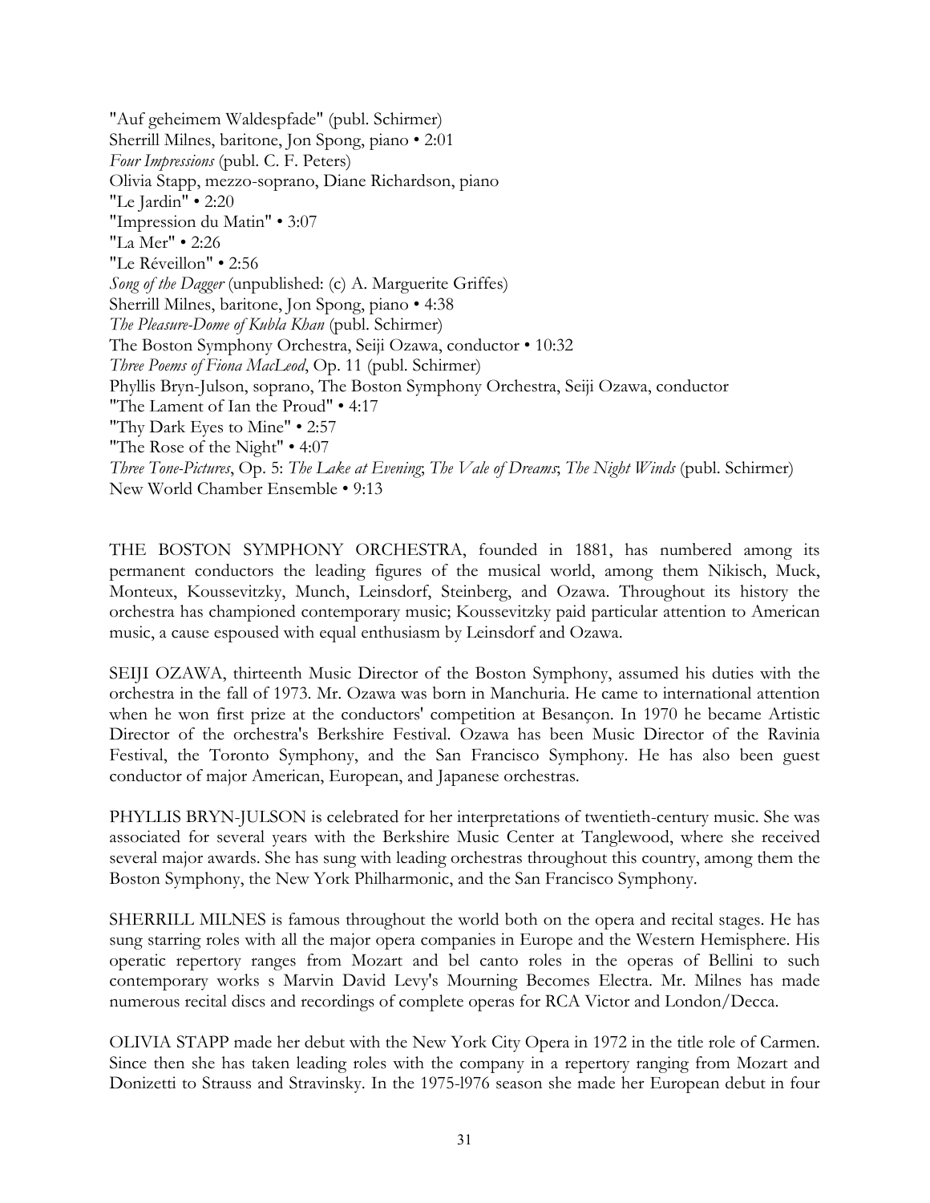"Auf geheimem Waldespfade" (publ. Schirmer)
Sherrill Milnes, baritone, Jon Spong, piano • 2:01
*Four Impressions* (publ. C. F. Peters)
Olivia Stapp, mezzo-soprano, Diane Richardson, piano
"Le Jardin" • 2:20
"Impression du Matin" • 3:07
"La Mer" • 2:26
"Le Réveillon" • 2:56
*Song of the Dagger* (unpublished: (c) A. Marguerite Griffes)
Sherrill Milnes, baritone, Jon Spong, piano • 4:38
*The Pleasure-Dome of Kubla Khan* (publ. Schirmer)
The Boston Symphony Orchestra, Seiji Ozawa, conductor • 10:32
*Three Poems of Fiona MacLeod*, Op. 11 (publ. Schirmer)
Phyllis Bryn-Julson, soprano, The Boston Symphony Orchestra, Seiji Ozawa, conductor
"The Lament of Ian the Proud" • 4:17
"Thy Dark Eyes to Mine" • 2:57
"The Rose of the Night" • 4:07
*Three Tone-Pictures*, Op. 5: *The Lake at Evening*; *The Vale of Dreams*; *The Night Winds* (publ. Schirmer)
New World Chamber Ensemble • 9:13

THE BOSTON SYMPHONY ORCHESTRA, founded in 1881, has numbered among its permanent conductors the leading figures of the musical world, among them Nikisch, Muck, Monteux, Koussevitzky, Munch, Leinsdorf, Steinberg, and Ozawa. Throughout its history the orchestra has championed contemporary music; Koussevitzky paid particular attention to American music, a cause espoused with equal enthusiasm by Leinsdorf and Ozawa.

SEIJI OZAWA, thirteenth Music Director of the Boston Symphony, assumed his duties with the orchestra in the fall of 1973. Mr. Ozawa was born in Manchuria. He came to international attention when he won first prize at the conductors' competition at Besançon. In 1970 he became Artistic Director of the orchestra's Berkshire Festival. Ozawa has been Music Director of the Ravinia Festival, the Toronto Symphony, and the San Francisco Symphony. He has also been guest conductor of major American, European, and Japanese orchestras.

PHYLLIS BRYN-JULSON is celebrated for her interpretations of twentieth-century music. She was associated for several years with the Berkshire Music Center at Tanglewood, where she received several major awards. She has sung with leading orchestras throughout this country, among them the Boston Symphony, the New York Philharmonic, and the San Francisco Symphony.

SHERRILL MILNES is famous throughout the world both on the opera and recital stages. He has sung starring roles with all the major opera companies in Europe and the Western Hemisphere. His operatic repertory ranges from Mozart and bel canto roles in the operas of Bellini to such contemporary works s Marvin David Levy's Mourning Becomes Electra. Mr. Milnes has made numerous recital discs and recordings of complete operas for RCA Victor and London/Decca.

OLIVIA STAPP made her debut with the New York City Opera in 1972 in the title role of Carmen. Since then she has taken leading roles with the company in a repertory ranging from Mozart and Donizetti to Strauss and Stravinsky. In the 1975-l976 season she made her European debut in four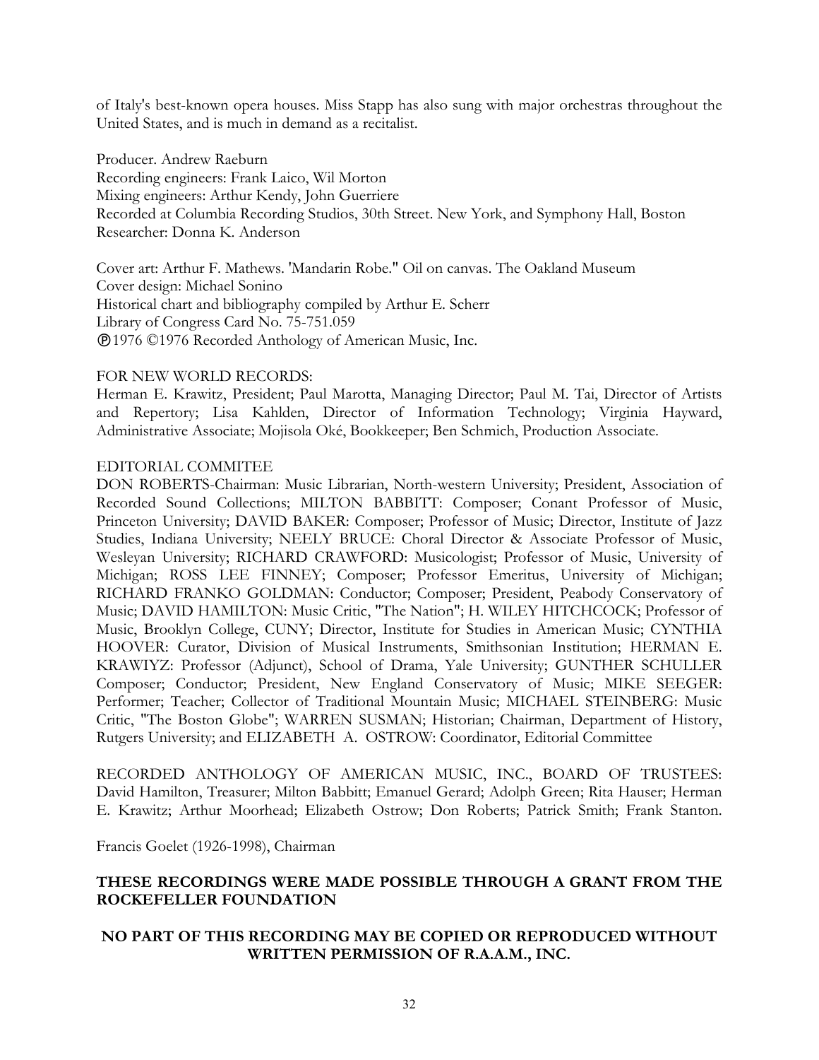of Italy's best-known opera houses. Miss Stapp has also sung with major orchestras throughout the United States, and is much in demand as a recitalist.

Producer. Andrew Raeburn
Recording engineers: Frank Laico, Wil Morton
Mixing engineers: Arthur Kendy, John Guerriere
Recorded at Columbia Recording Studios, 30th Street. New York, and Symphony Hall, Boston
Researcher: Donna K. Anderson

Cover art: Arthur F. Mathews. 'Mandarin Robe." Oil on canvas. The Oakland Museum
Cover design: Michael Sonino
Historical chart and bibliography compiled by Arthur E. Scherr
Library of Congress Card No. 75-751.059
℗1976 ©1976 Recorded Anthology of American Music, Inc.

FOR NEW WORLD RECORDS:
Herman E. Krawitz, President; Paul Marotta, Managing Director; Paul M. Tai, Director of Artists and Repertory; Lisa Kahlden, Director of Information Technology; Virginia Hayward, Administrative Associate; Mojisola Oké, Bookkeeper; Ben Schmich, Production Associate.

EDITORIAL COMMITEE
DON ROBERTS-Chairman: Music Librarian, North-western University; President, Association of Recorded Sound Collections; MILTON BABBITT: Composer; Conant Professor of Music, Princeton University; DAVID BAKER: Composer; Professor of Music; Director, Institute of Jazz Studies, Indiana University; NEELY BRUCE: Choral Director & Associate Professor of Music, Wesleyan University; RICHARD CRAWFORD: Musicologist; Professor of Music, University of Michigan; ROSS LEE FINNEY; Composer; Professor Emeritus, University of Michigan; RICHARD FRANKO GOLDMAN: Conductor; Composer; President, Peabody Conservatory of Music; DAVID HAMILTON: Music Critic, "The Nation"; H. WILEY HITCHCOCK; Professor of Music, Brooklyn College, CUNY; Director, Institute for Studies in American Music; CYNTHIA HOOVER: Curator, Division of Musical Instruments, Smithsonian Institution; HERMAN E. KRAWIYZ: Professor (Adjunct), School of Drama, Yale University; GUNTHER SCHULLER Composer; Conductor; President, New England Conservatory of Music; MIKE SEEGER: Performer; Teacher; Collector of Traditional Mountain Music; MICHAEL STEINBERG: Music Critic, "The Boston Globe"; WARREN SUSMAN; Historian; Chairman, Department of History, Rutgers University; and ELIZABETH A. OSTROW: Coordinator, Editorial Committee

RECORDED ANTHOLOGY OF AMERICAN MUSIC, INC., BOARD OF TRUSTEES: David Hamilton, Treasurer; Milton Babbitt; Emanuel Gerard; Adolph Green; Rita Hauser; Herman E. Krawitz; Arthur Moorhead; Elizabeth Ostrow; Don Roberts; Patrick Smith; Frank Stanton.

Francis Goelet (1926-1998), Chairman

**THESE RECORDINGS WERE MADE POSSIBLE THROUGH A GRANT FROM THE ROCKEFELLER FOUNDATION**

**NO PART OF THIS RECORDING MAY BE COPIED OR REPRODUCED WITHOUT WRITTEN PERMISSION OF R.A.A.M., INC.**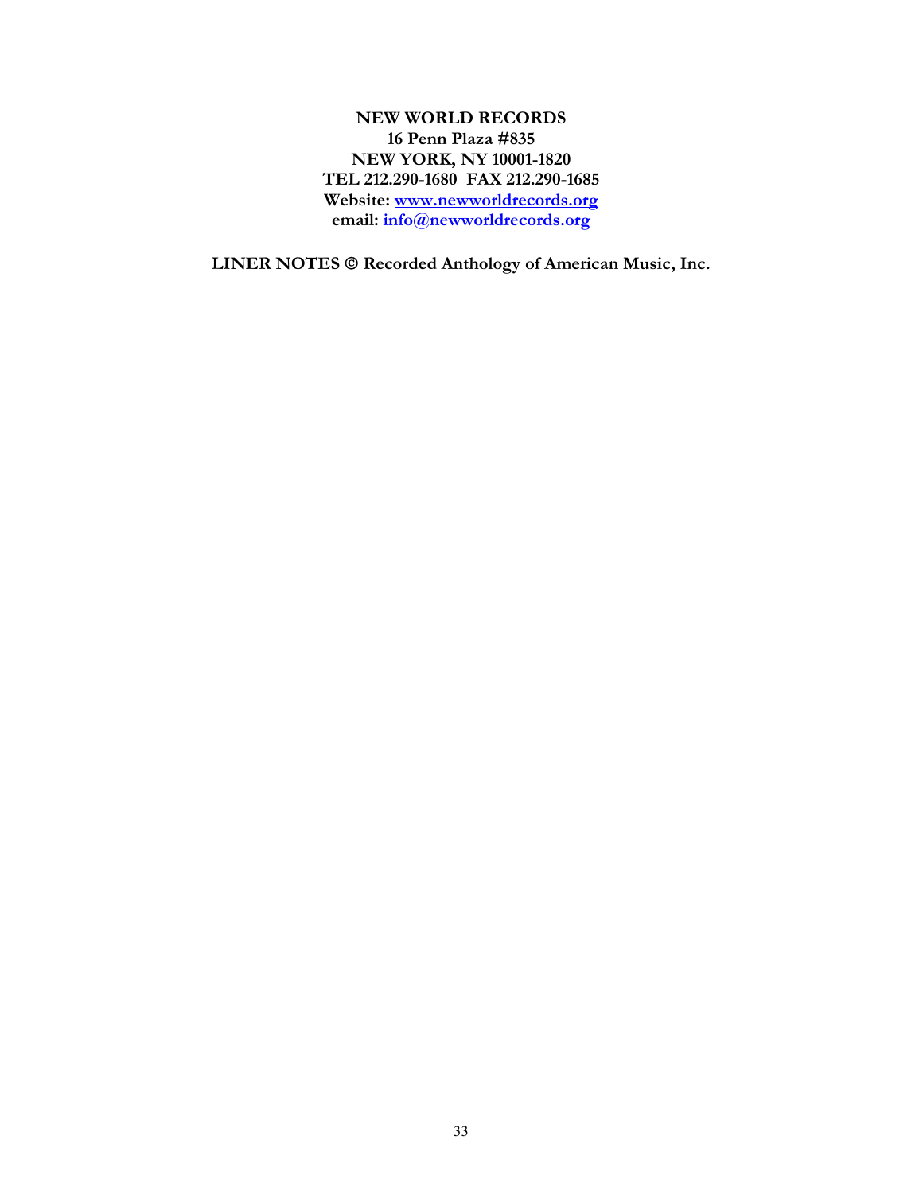**NEW WORLD RECORDS**
**16 Penn Plaza #835**
**NEW YORK, NY 10001-1820**
**TEL 212.290-1680 FAX 212.290-1685**
**Website: [www.newworldrecords.org](http://www.newworldrecords.org)**
**email: [info@newworldrecords.org](mailto:info@newworldrecords.org)**

**LINER NOTES © Recorded Anthology of American Music, Inc.**